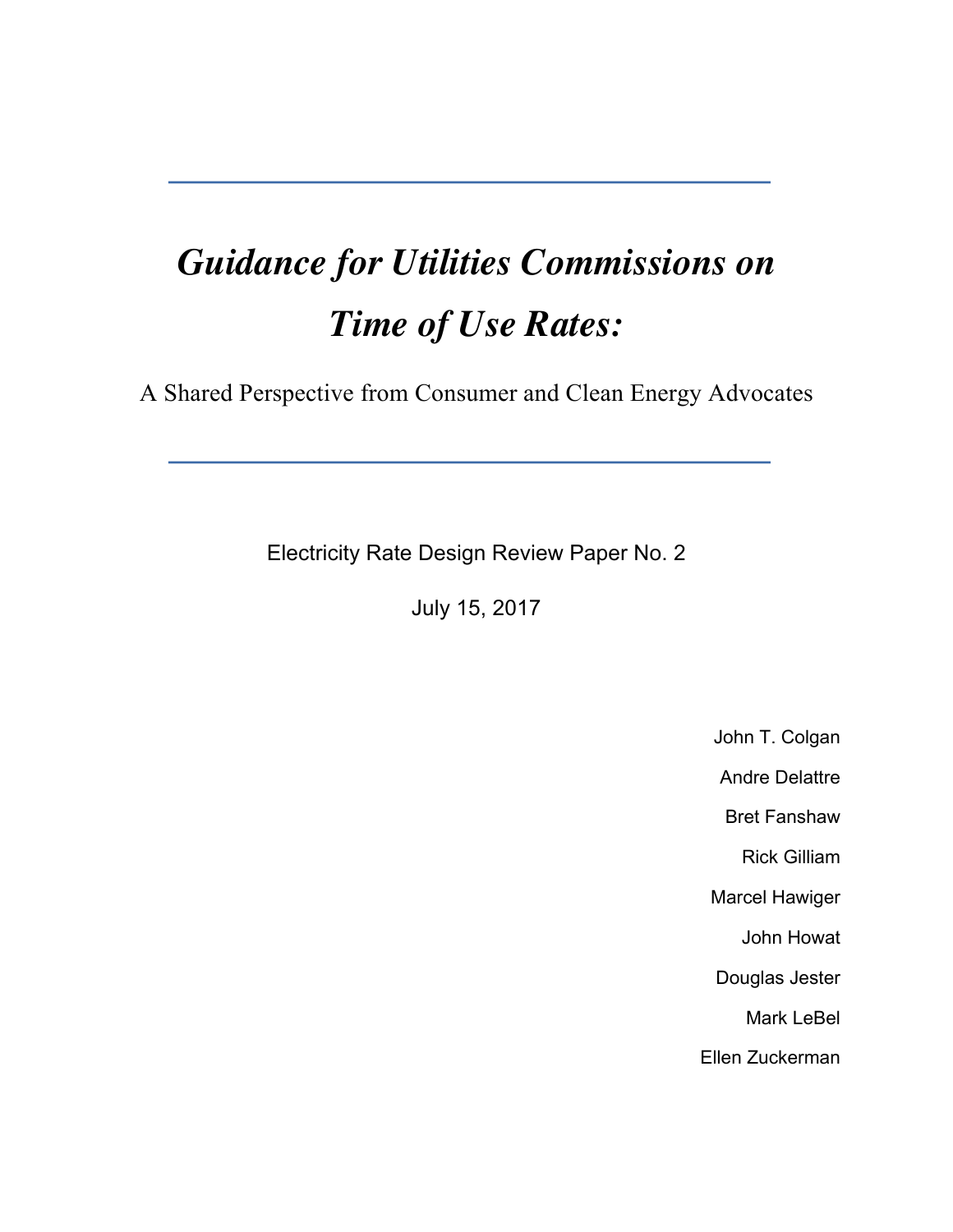# *Guidance for Utilities Commissions on Time of Use Rates:*

A Shared Perspective from Consumer and Clean Energy Advocates

Electricity Rate Design Review Paper No. 2

July 15, 2017

John T. Colgan

Andre Delattre

Bret Fanshaw

Rick Gilliam

Marcel Hawiger

John Howat

Douglas Jester

Mark LeBel

Ellen Zuckerman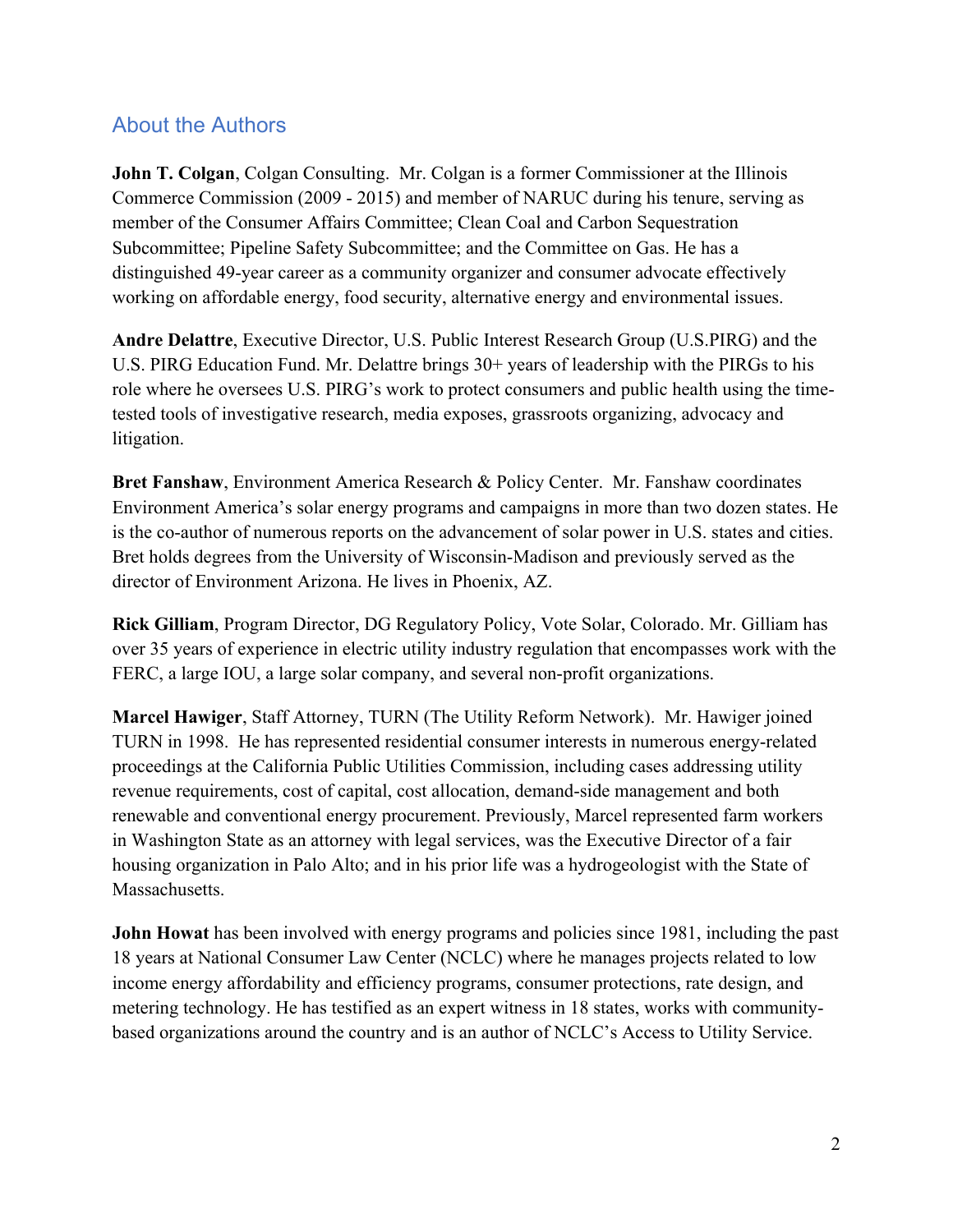## About the Authors

**John T. Colgan**, Colgan Consulting. Mr. Colgan is a former Commissioner at the Illinois Commerce Commission (2009 - 2015) and member of NARUC during his tenure, serving as member of the Consumer Affairs Committee; Clean Coal and Carbon Sequestration Subcommittee; Pipeline Safety Subcommittee; and the Committee on Gas. He has a distinguished 49-year career as a community organizer and consumer advocate effectively working on affordable energy, food security, alternative energy and environmental issues.

**Andre Delattre**, Executive Director, U.S. Public Interest Research Group (U.S.PIRG) and the U.S. PIRG Education Fund. Mr. Delattre brings 30+ years of leadership with the PIRGs to his role where he oversees U.S. PIRG's work to protect consumers and public health using the time-tested tools of investigative research, media exposes, grassroots organizing, advocacy and litigation.

**Bret Fanshaw**, Environment America Research & Policy Center. Mr. Fanshaw coordinates Environment America's solar energy programs and campaigns in more than two dozen states. He is the co-author of numerous reports on the advancement of solar power in U.S. states and cities. Bret holds degrees from the University of Wisconsin-Madison and previously served as the director of Environment Arizona. He lives in Phoenix, AZ.

**Rick Gilliam**, Program Director, DG Regulatory Policy, Vote Solar, Colorado. Mr. Gilliam has over 35 years of experience in electric utility industry regulation that encompasses work with the FERC, a large IOU, a large solar company, and several non-profit organizations.

**Marcel Hawiger**, Staff Attorney, TURN (The Utility Reform Network). Mr. Hawiger joined TURN in 1998. He has represented residential consumer interests in numerous energy-related proceedings at the California Public Utilities Commission, including cases addressing utility revenue requirements, cost of capital, cost allocation, demand-side management and both renewable and conventional energy procurement. Previously, Marcel represented farm workers in Washington State as an attorney with legal services, was the Executive Director of a fair housing organization in Palo Alto; and in his prior life was a hydrogeologist with the State of Massachusetts.

**John Howat** has been involved with energy programs and policies since 1981, including the past 18 years at National Consumer Law Center (NCLC) where he manages projects related to low income energy affordability and efficiency programs, consumer protections, rate design, and metering technology. He has testified as an expert witness in 18 states, works with community-based organizations around the country and is an author of NCLC's Access to Utility Service.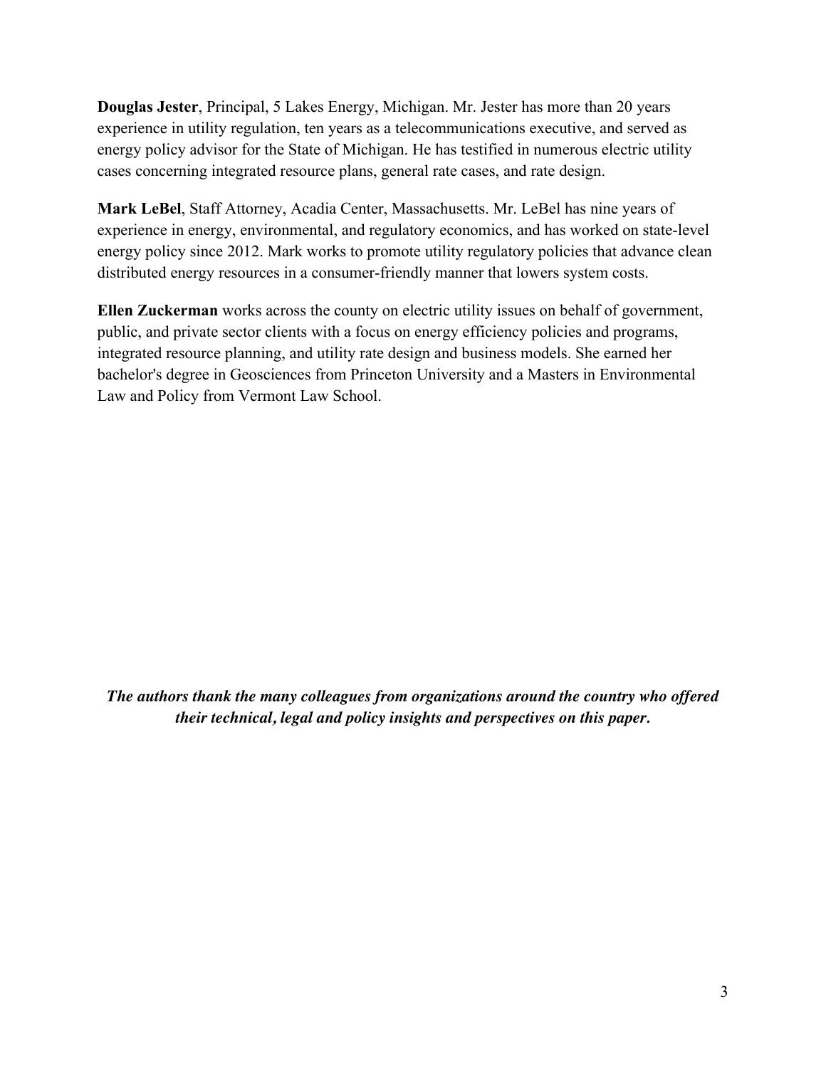**Douglas Jester**, Principal, 5 Lakes Energy, Michigan. Mr. Jester has more than 20 years experience in utility regulation, ten years as a telecommunications executive, and served as energy policy advisor for the State of Michigan. He has testified in numerous electric utility cases concerning integrated resource plans, general rate cases, and rate design.

**Mark LeBel**, Staff Attorney, Acadia Center, Massachusetts. Mr. LeBel has nine years of experience in energy, environmental, and regulatory economics, and has worked on state-level energy policy since 2012. Mark works to promote utility regulatory policies that advance clean distributed energy resources in a consumer-friendly manner that lowers system costs.

**Ellen Zuckerman** works across the county on electric utility issues on behalf of government, public, and private sector clients with a focus on energy efficiency policies and programs, integrated resource planning, and utility rate design and business models. She earned her bachelor's degree in Geosciences from Princeton University and a Masters in Environmental Law and Policy from Vermont Law School.

***The authors thank the many colleagues from organizations around the country who offered their technical, legal and policy insights and perspectives on this paper.***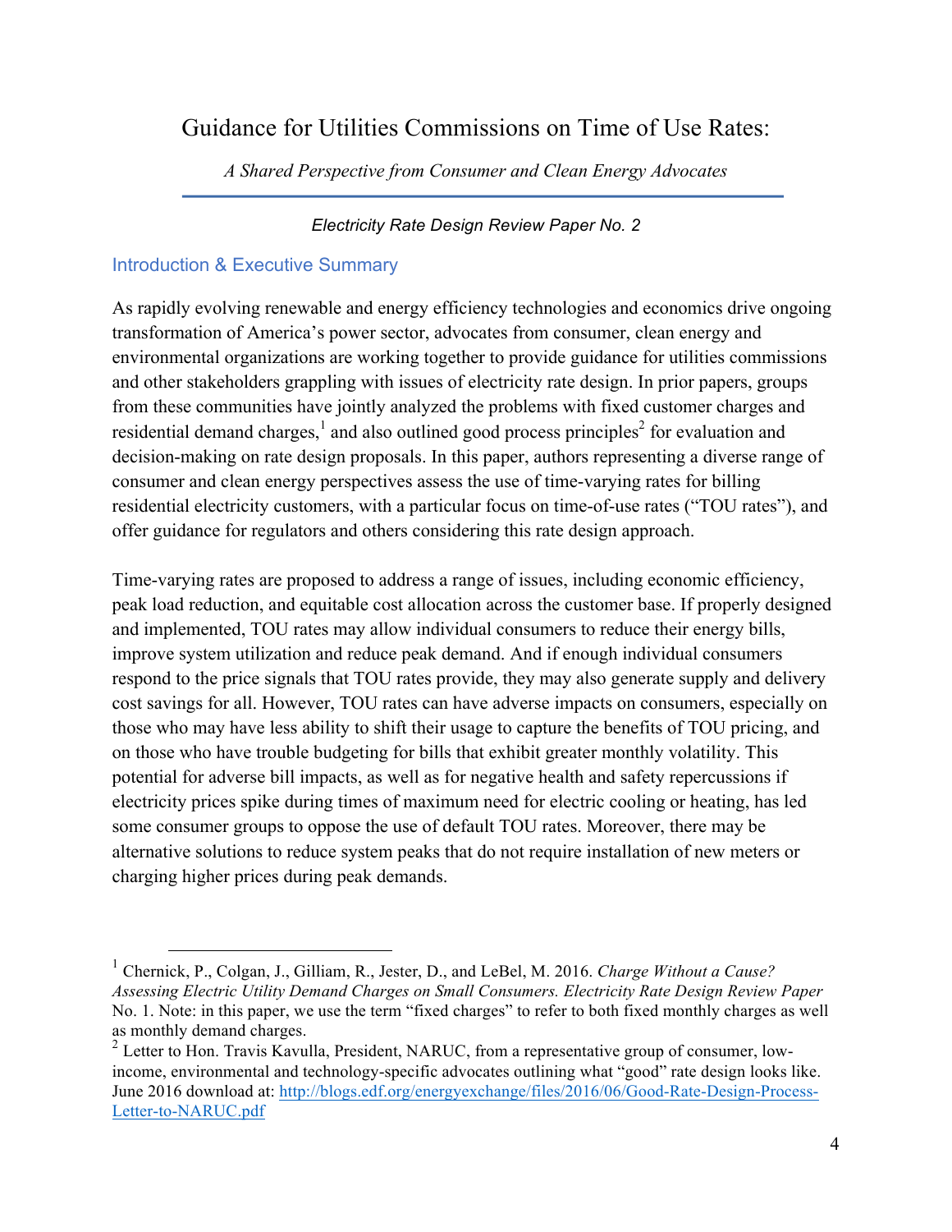# Guidance for Utilities Commissions on Time of Use Rates:

*A Shared Perspective from Consumer and Clean Energy Advocates*

*Electricity Rate Design Review Paper No. 2*

## Introduction & Executive Summary

As rapidly evolving renewable and energy efficiency technologies and economics drive ongoing transformation of America's power sector, advocates from consumer, clean energy and environmental organizations are working together to provide guidance for utilities commissions and other stakeholders grappling with issues of electricity rate design. In prior papers, groups from these communities have jointly analyzed the problems with fixed customer charges and residential demand charges,[1] and also outlined good process principles[2] for evaluation and decision-making on rate design proposals. In this paper, authors representing a diverse range of consumer and clean energy perspectives assess the use of time-varying rates for billing residential electricity customers, with a particular focus on time-of-use rates ("TOU rates"), and offer guidance for regulators and others considering this rate design approach.

Time-varying rates are proposed to address a range of issues, including economic efficiency, peak load reduction, and equitable cost allocation across the customer base. If properly designed and implemented, TOU rates may allow individual consumers to reduce their energy bills, improve system utilization and reduce peak demand. And if enough individual consumers respond to the price signals that TOU rates provide, they may also generate supply and delivery cost savings for all. However, TOU rates can have adverse impacts on consumers, especially on those who may have less ability to shift their usage to capture the benefits of TOU pricing, and on those who have trouble budgeting for bills that exhibit greater monthly volatility. This potential for adverse bill impacts, as well as for negative health and safety repercussions if electricity prices spike during times of maximum need for electric cooling or heating, has led some consumer groups to oppose the use of default TOU rates. Moreover, there may be alternative solutions to reduce system peaks that do not require installation of new meters or charging higher prices during peak demands.

---

[1] Chernick, P., Colgan, J., Gilliam, R., Jester, D., and LeBel, M. 2016. *Charge Without a Cause? Assessing Electric Utility Demand Charges on Small Consumers. Electricity Rate Design Review Paper* No. 1. Note: in this paper, we use the term "fixed charges" to refer to both fixed monthly charges as well as monthly demand charges.

[2] Letter to Hon. Travis Kavulla, President, NARUC, from a representative group of consumer, low-income, environmental and technology-specific advocates outlining what "good" rate design looks like. June 2016 download at: http://blogs.edf.org/energyexchange/files/2016/06/Good-Rate-Design-Process-Letter-to-NARUC.pdf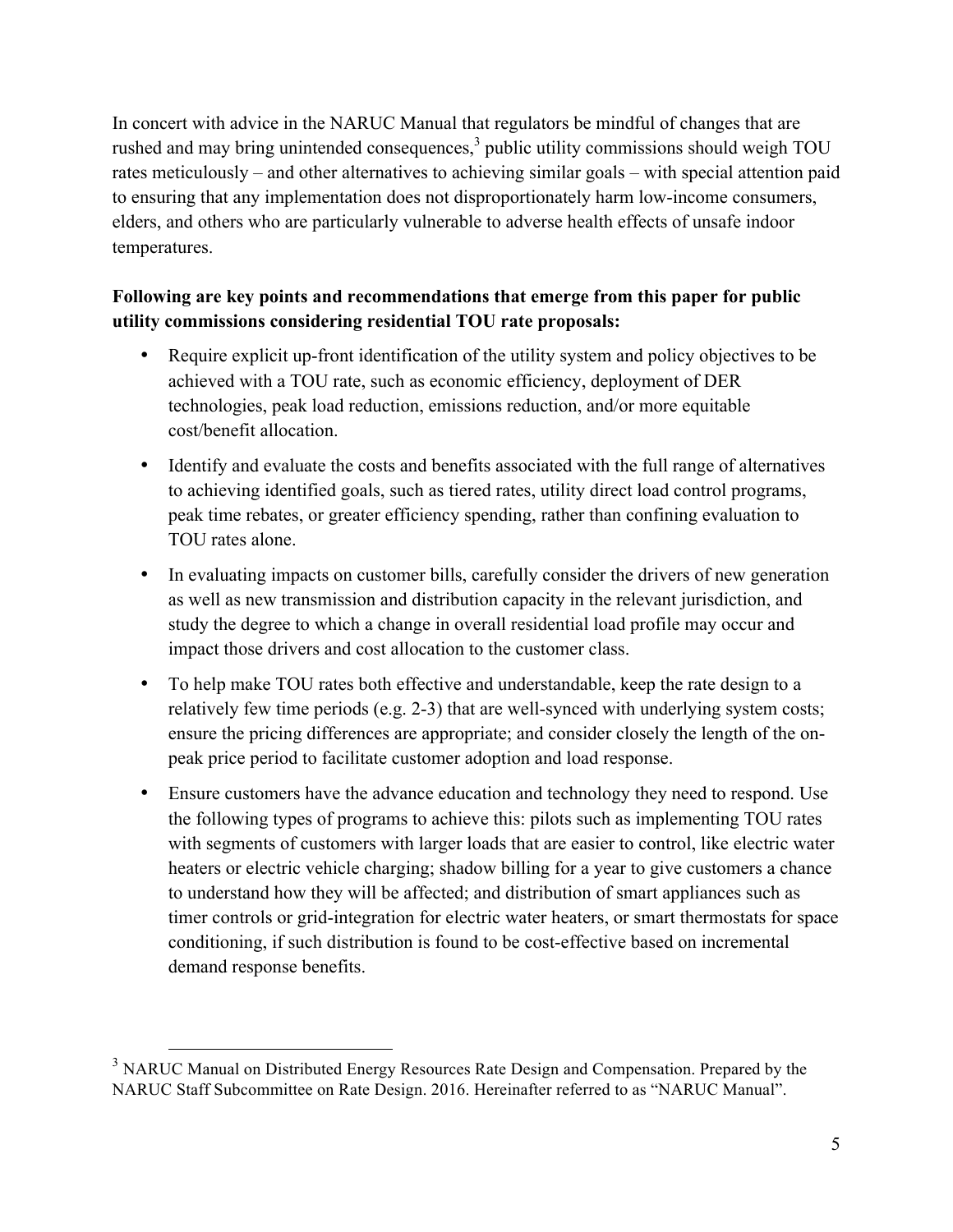In concert with advice in the NARUC Manual that regulators be mindful of changes that are rushed and may bring unintended consequences,[3] public utility commissions should weigh TOU rates meticulously – and other alternatives to achieving similar goals – with special attention paid to ensuring that any implementation does not disproportionately harm low-income consumers, elders, and others who are particularly vulnerable to adverse health effects of unsafe indoor temperatures.

**Following are key points and recommendations that emerge from this paper for public utility commissions considering residential TOU rate proposals:**

- Require explicit up-front identification of the utility system and policy objectives to be achieved with a TOU rate, such as economic efficiency, deployment of DER technologies, peak load reduction, emissions reduction, and/or more equitable cost/benefit allocation.
- Identify and evaluate the costs and benefits associated with the full range of alternatives to achieving identified goals, such as tiered rates, utility direct load control programs, peak time rebates, or greater efficiency spending, rather than confining evaluation to TOU rates alone.
- In evaluating impacts on customer bills, carefully consider the drivers of new generation as well as new transmission and distribution capacity in the relevant jurisdiction, and study the degree to which a change in overall residential load profile may occur and impact those drivers and cost allocation to the customer class.
- To help make TOU rates both effective and understandable, keep the rate design to a relatively few time periods (e.g. 2-3) that are well-synced with underlying system costs; ensure the pricing differences are appropriate; and consider closely the length of the on-peak price period to facilitate customer adoption and load response.
- Ensure customers have the advance education and technology they need to respond. Use the following types of programs to achieve this: pilots such as implementing TOU rates with segments of customers with larger loads that are easier to control, like electric water heaters or electric vehicle charging; shadow billing for a year to give customers a chance to understand how they will be affected; and distribution of smart appliances such as timer controls or grid-integration for electric water heaters, or smart thermostats for space conditioning, if such distribution is found to be cost-effective based on incremental demand response benefits.

[3] NARUC Manual on Distributed Energy Resources Rate Design and Compensation. Prepared by the NARUC Staff Subcommittee on Rate Design. 2016. Hereinafter referred to as "NARUC Manual".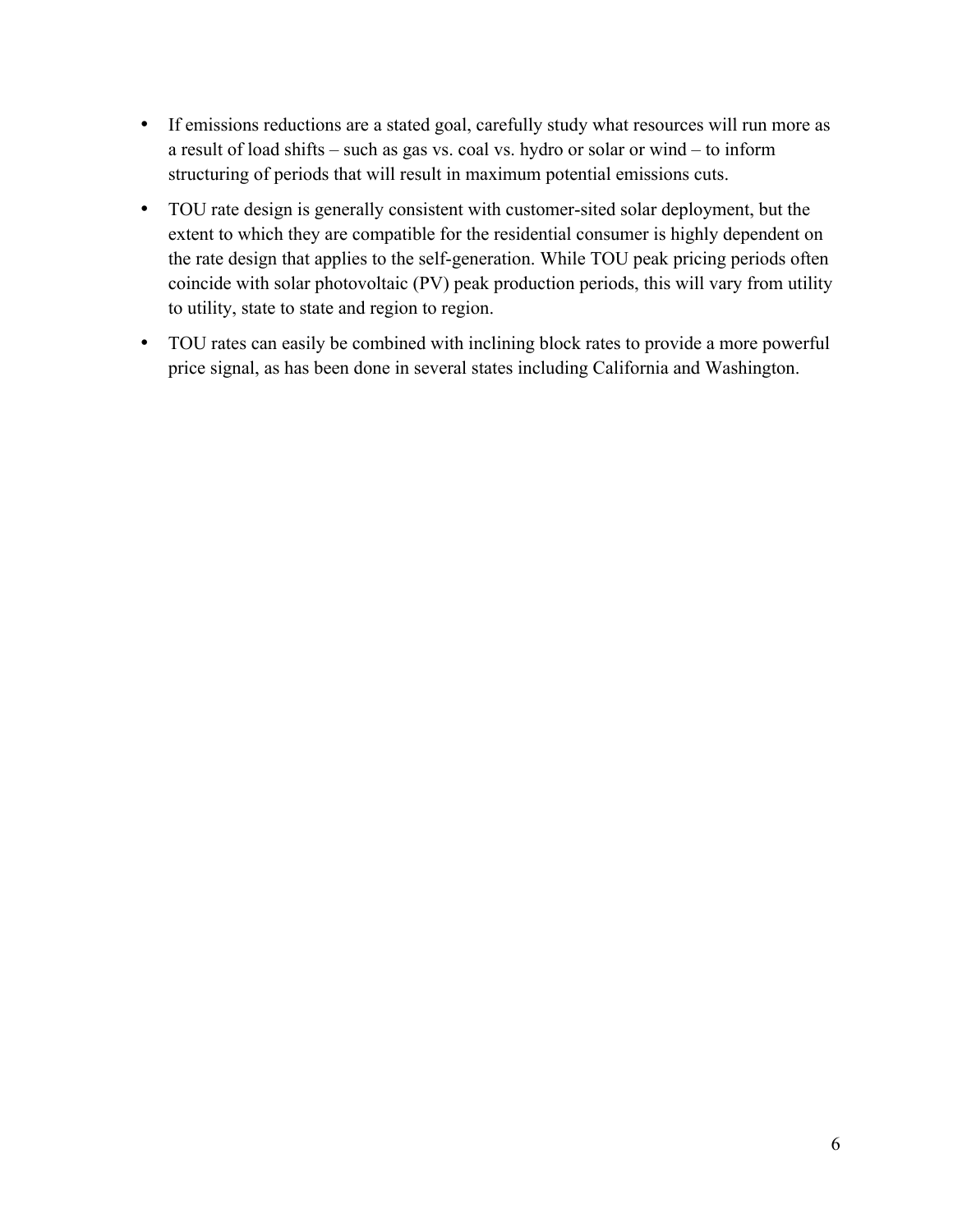- If emissions reductions are a stated goal, carefully study what resources will run more as a result of load shifts – such as gas vs. coal vs. hydro or solar or wind – to inform structuring of periods that will result in maximum potential emissions cuts.
- TOU rate design is generally consistent with customer-sited solar deployment, but the extent to which they are compatible for the residential consumer is highly dependent on the rate design that applies to the self-generation. While TOU peak pricing periods often coincide with solar photovoltaic (PV) peak production periods, this will vary from utility to utility, state to state and region to region.
- TOU rates can easily be combined with inclining block rates to provide a more powerful price signal, as has been done in several states including California and Washington.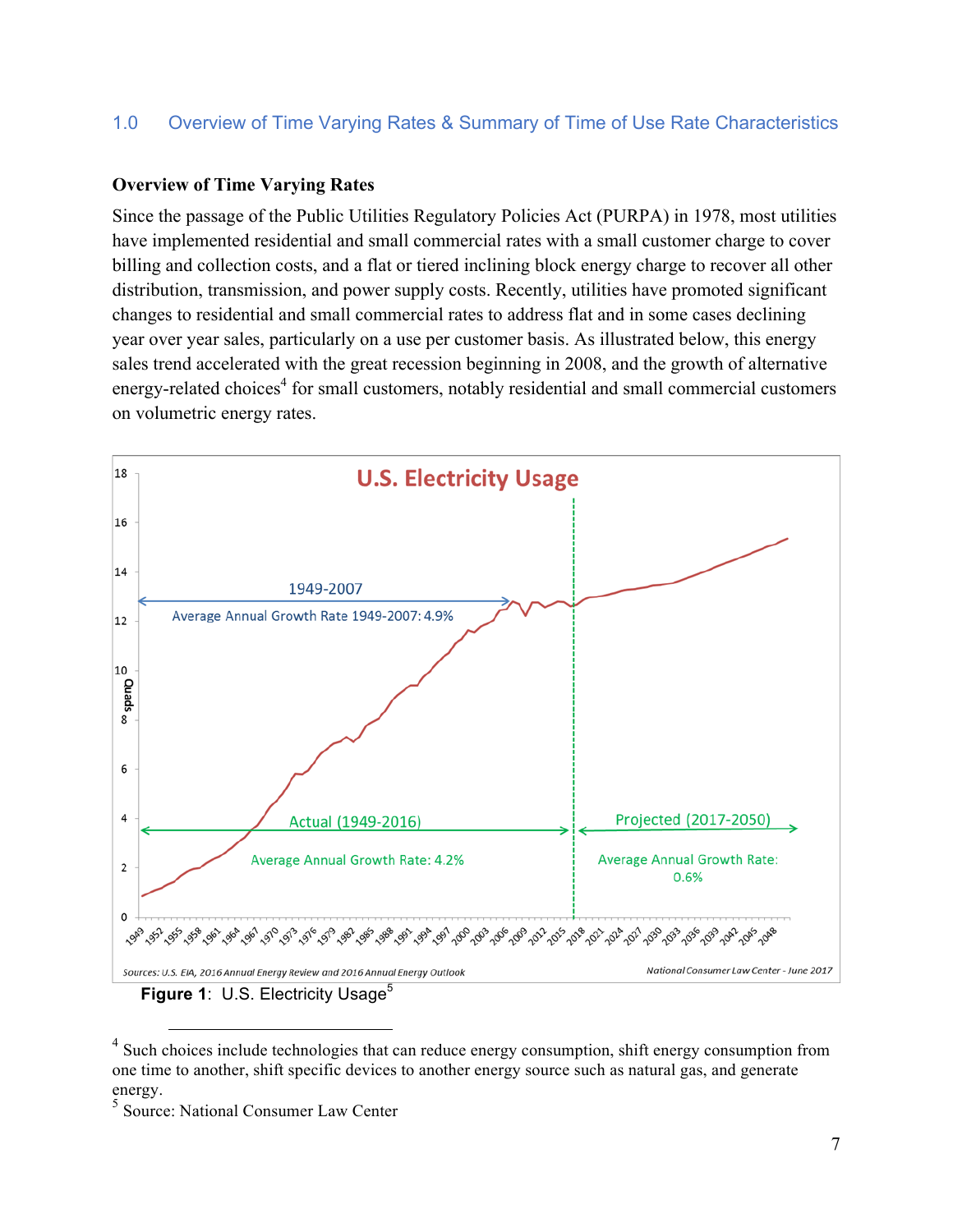## 1.0 Overview of Time Varying Rates & Summary of Time of Use Rate Characteristics

**Overview of Time Varying Rates**

Since the passage of the Public Utilities Regulatory Policies Act (PURPA) in 1978, most utilities have implemented residential and small commercial rates with a small customer charge to cover billing and collection costs, and a flat or tiered inclining block energy charge to recover all other distribution, transmission, and power supply costs. Recently, utilities have promoted significant changes to residential and small commercial rates to address flat and in some cases declining year over year sales, particularly on a use per customer basis. As illustrated below, this energy sales trend accelerated with the great recession beginning in 2008, and the growth of alternative energy-related choices[4] for small customers, notably residential and small commercial customers on volumetric energy rates.

**Figure 1**: U.S. Electricity Usage[5]

[4] Such choices include technologies that can reduce energy consumption, shift energy consumption from one time to another, shift specific devices to another energy source such as natural gas, and generate energy.

[5] Source: National Consumer Law Center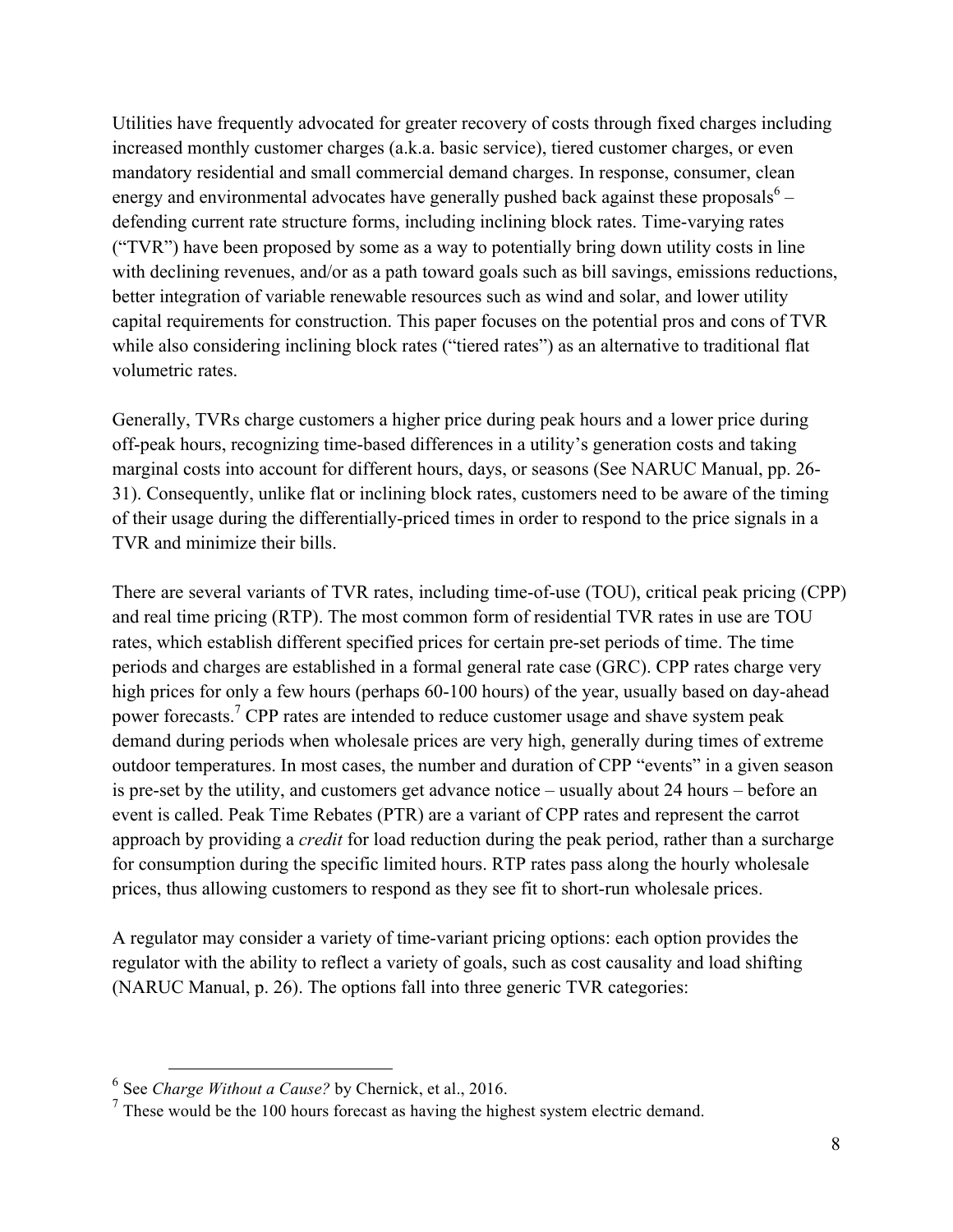Utilities have frequently advocated for greater recovery of costs through fixed charges including increased monthly customer charges (a.k.a. basic service), tiered customer charges, or even mandatory residential and small commercial demand charges. In response, consumer, clean energy and environmental advocates have generally pushed back against these proposals[6] – defending current rate structure forms, including inclining block rates. Time-varying rates ("TVR") have been proposed by some as a way to potentially bring down utility costs in line with declining revenues, and/or as a path toward goals such as bill savings, emissions reductions, better integration of variable renewable resources such as wind and solar, and lower utility capital requirements for construction. This paper focuses on the potential pros and cons of TVR while also considering inclining block rates ("tiered rates") as an alternative to traditional flat volumetric rates.

Generally, TVRs charge customers a higher price during peak hours and a lower price during off-peak hours, recognizing time-based differences in a utility's generation costs and taking marginal costs into account for different hours, days, or seasons (See NARUC Manual, pp. 26-31). Consequently, unlike flat or inclining block rates, customers need to be aware of the timing of their usage during the differentially-priced times in order to respond to the price signals in a TVR and minimize their bills.

There are several variants of TVR rates, including time-of-use (TOU), critical peak pricing (CPP) and real time pricing (RTP). The most common form of residential TVR rates in use are TOU rates, which establish different specified prices for certain pre-set periods of time. The time periods and charges are established in a formal general rate case (GRC). CPP rates charge very high prices for only a few hours (perhaps 60-100 hours) of the year, usually based on day-ahead power forecasts.[7] CPP rates are intended to reduce customer usage and shave system peak demand during periods when wholesale prices are very high, generally during times of extreme outdoor temperatures. In most cases, the number and duration of CPP "events" in a given season is pre-set by the utility, and customers get advance notice – usually about 24 hours – before an event is called. Peak Time Rebates (PTR) are a variant of CPP rates and represent the carrot approach by providing a *credit* for load reduction during the peak period, rather than a surcharge for consumption during the specific limited hours. RTP rates pass along the hourly wholesale prices, thus allowing customers to respond as they see fit to short-run wholesale prices.

A regulator may consider a variety of time-variant pricing options: each option provides the regulator with the ability to reflect a variety of goals, such as cost causality and load shifting (NARUC Manual, p. 26). The options fall into three generic TVR categories:

---

[6] See *Charge Without a Cause?* by Chernick, et al., 2016.

[7] These would be the 100 hours forecast as having the highest system electric demand.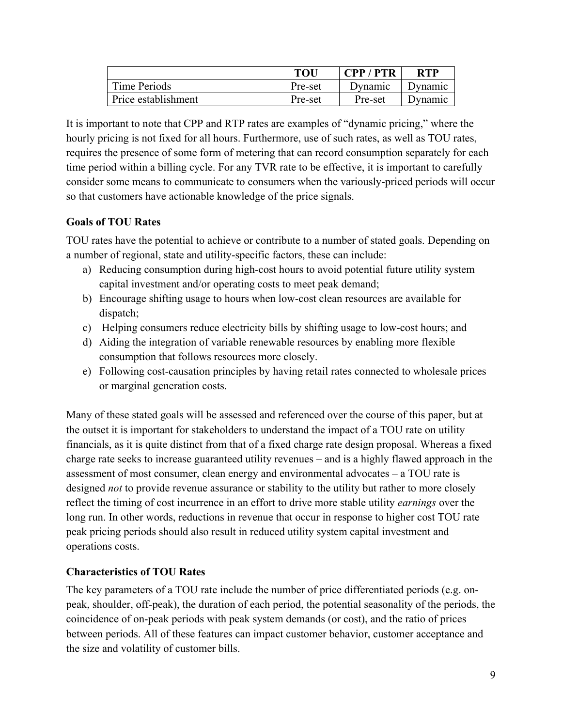| | TOU | CPP / PTR | RTP |
|---|---|---|---|
| Time Periods | Pre-set | Dynamic | Dynamic |
| Price establishment | Pre-set | Pre-set | Dynamic |

It is important to note that CPP and RTP rates are examples of "dynamic pricing," where the hourly pricing is not fixed for all hours. Furthermore, use of such rates, as well as TOU rates, requires the presence of some form of metering that can record consumption separately for each time period within a billing cycle. For any TVR rate to be effective, it is important to carefully consider some means to communicate to consumers when the variously-priced periods will occur so that customers have actionable knowledge of the price signals.

**Goals of TOU Rates**

TOU rates have the potential to achieve or contribute to a number of stated goals. Depending on a number of regional, state and utility-specific factors, these can include:

a) Reducing consumption during high-cost hours to avoid potential future utility system capital investment and/or operating costs to meet peak demand;
b) Encourage shifting usage to hours when low-cost clean resources are available for dispatch;
c) Helping consumers reduce electricity bills by shifting usage to low-cost hours; and
d) Aiding the integration of variable renewable resources by enabling more flexible consumption that follows resources more closely.
e) Following cost-causation principles by having retail rates connected to wholesale prices or marginal generation costs.

Many of these stated goals will be assessed and referenced over the course of this paper, but at the outset it is important for stakeholders to understand the impact of a TOU rate on utility financials, as it is quite distinct from that of a fixed charge rate design proposal. Whereas a fixed charge rate seeks to increase guaranteed utility revenues – and is a highly flawed approach in the assessment of most consumer, clean energy and environmental advocates – a TOU rate is designed *not* to provide revenue assurance or stability to the utility but rather to more closely reflect the timing of cost incurrence in an effort to drive more stable utility *earnings* over the long run. In other words, reductions in revenue that occur in response to higher cost TOU rate peak pricing periods should also result in reduced utility system capital investment and operations costs.

**Characteristics of TOU Rates**

The key parameters of a TOU rate include the number of price differentiated periods (e.g. on-peak, shoulder, off-peak), the duration of each period, the potential seasonality of the periods, the coincidence of on-peak periods with peak system demands (or cost), and the ratio of prices between periods. All of these features can impact customer behavior, customer acceptance and the size and volatility of customer bills.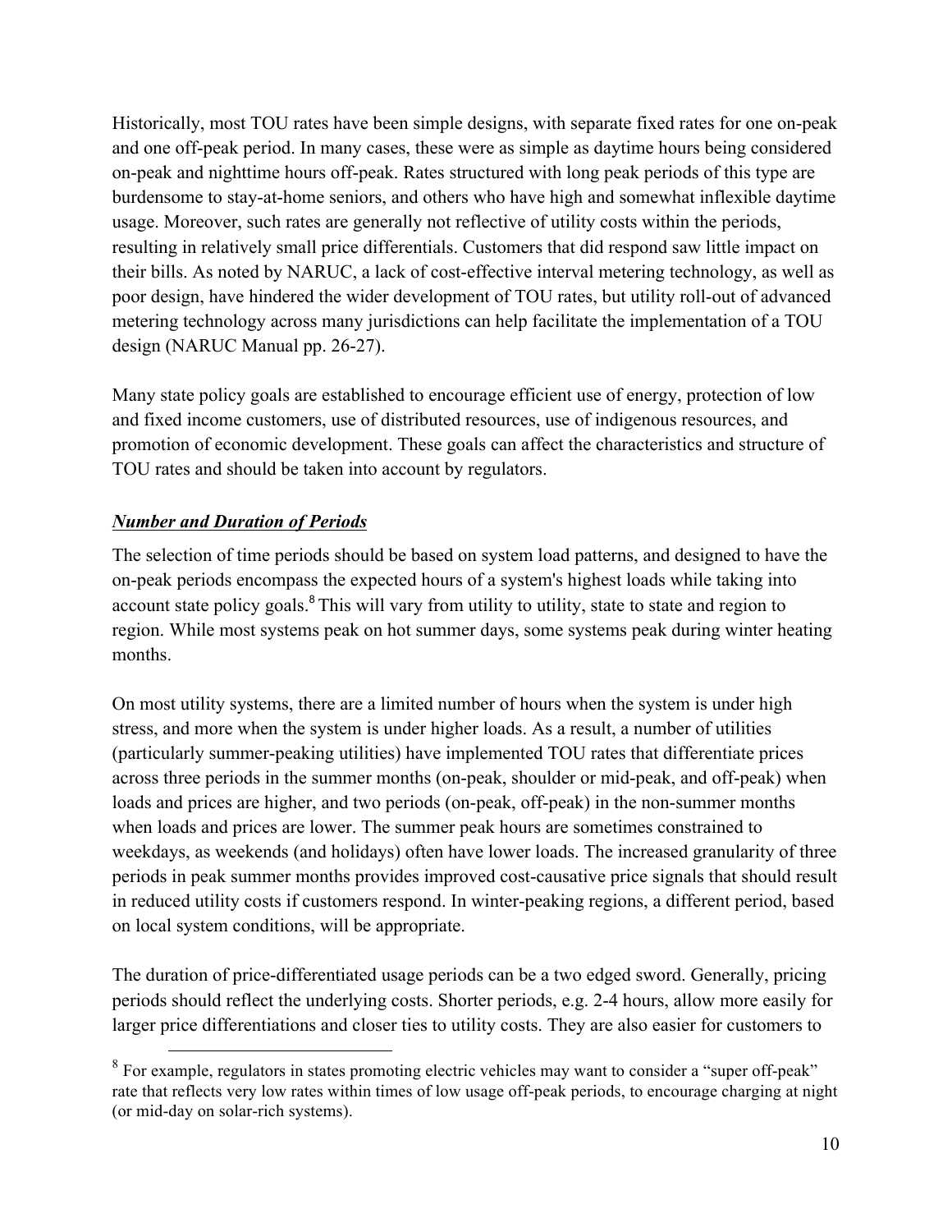Historically, most TOU rates have been simple designs, with separate fixed rates for one on-peak and one off-peak period. In many cases, these were as simple as daytime hours being considered on-peak and nighttime hours off-peak. Rates structured with long peak periods of this type are burdensome to stay-at-home seniors, and others who have high and somewhat inflexible daytime usage. Moreover, such rates are generally not reflective of utility costs within the periods, resulting in relatively small price differentials. Customers that did respond saw little impact on their bills. As noted by NARUC, a lack of cost-effective interval metering technology, as well as poor design, have hindered the wider development of TOU rates, but utility roll-out of advanced metering technology across many jurisdictions can help facilitate the implementation of a TOU design (NARUC Manual pp. 26-27).

Many state policy goals are established to encourage efficient use of energy, protection of low and fixed income customers, use of distributed resources, use of indigenous resources, and promotion of economic development. These goals can affect the characteristics and structure of TOU rates and should be taken into account by regulators.

***Number and Duration of Periods***

The selection of time periods should be based on system load patterns, and designed to have the on-peak periods encompass the expected hours of a system's highest loads while taking into account state policy goals.[8] This will vary from utility to utility, state to state and region to region. While most systems peak on hot summer days, some systems peak during winter heating months.

On most utility systems, there are a limited number of hours when the system is under high stress, and more when the system is under higher loads. As a result, a number of utilities (particularly summer-peaking utilities) have implemented TOU rates that differentiate prices across three periods in the summer months (on-peak, shoulder or mid-peak, and off-peak) when loads and prices are higher, and two periods (on-peak, off-peak) in the non-summer months when loads and prices are lower. The summer peak hours are sometimes constrained to weekdays, as weekends (and holidays) often have lower loads. The increased granularity of three periods in peak summer months provides improved cost-causative price signals that should result in reduced utility costs if customers respond. In winter-peaking regions, a different period, based on local system conditions, will be appropriate.

The duration of price-differentiated usage periods can be a two edged sword. Generally, pricing periods should reflect the underlying costs. Shorter periods, e.g. 2-4 hours, allow more easily for larger price differentiations and closer ties to utility costs. They are also easier for customers to

[8] For example, regulators in states promoting electric vehicles may want to consider a "super off-peak" rate that reflects very low rates within times of low usage off-peak periods, to encourage charging at night (or mid-day on solar-rich systems).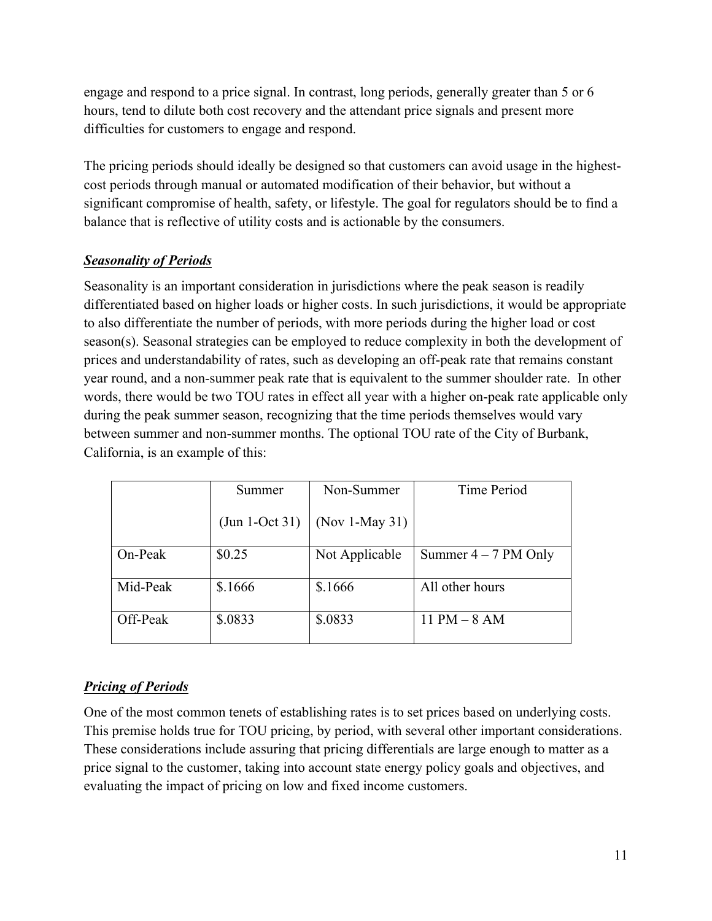engage and respond to a price signal. In contrast, long periods, generally greater than 5 or 6 hours, tend to dilute both cost recovery and the attendant price signals and present more difficulties for customers to engage and respond.

The pricing periods should ideally be designed so that customers can avoid usage in the highest-cost periods through manual or automated modification of their behavior, but without a significant compromise of health, safety, or lifestyle. The goal for regulators should be to find a balance that is reflective of utility costs and is actionable by the consumers.

***Seasonality of Periods***

Seasonality is an important consideration in jurisdictions where the peak season is readily differentiated based on higher loads or higher costs. In such jurisdictions, it would be appropriate to also differentiate the number of periods, with more periods during the higher load or cost season(s). Seasonal strategies can be employed to reduce complexity in both the development of prices and understandability of rates, such as developing an off-peak rate that remains constant year round, and a non-summer peak rate that is equivalent to the summer shoulder rate. In other words, there would be two TOU rates in effect all year with a higher on-peak rate applicable only during the peak summer season, recognizing that the time periods themselves would vary between summer and non-summer months. The optional TOU rate of the City of Burbank, California, is an example of this:

| | Summer (Jun 1-Oct 31) | Non-Summer (Nov 1-May 31) | Time Period |
|---|---|---|---|
| On-Peak | $0.25 | Not Applicable | Summer 4 – 7 PM Only |
| Mid-Peak | $.1666 | $.1666 | All other hours |
| Off-Peak | $.0833 | $.0833 | 11 PM – 8 AM |

***Pricing of Periods***

One of the most common tenets of establishing rates is to set prices based on underlying costs. This premise holds true for TOU pricing, by period, with several other important considerations. These considerations include assuring that pricing differentials are large enough to matter as a price signal to the customer, taking into account state energy policy goals and objectives, and evaluating the impact of pricing on low and fixed income customers.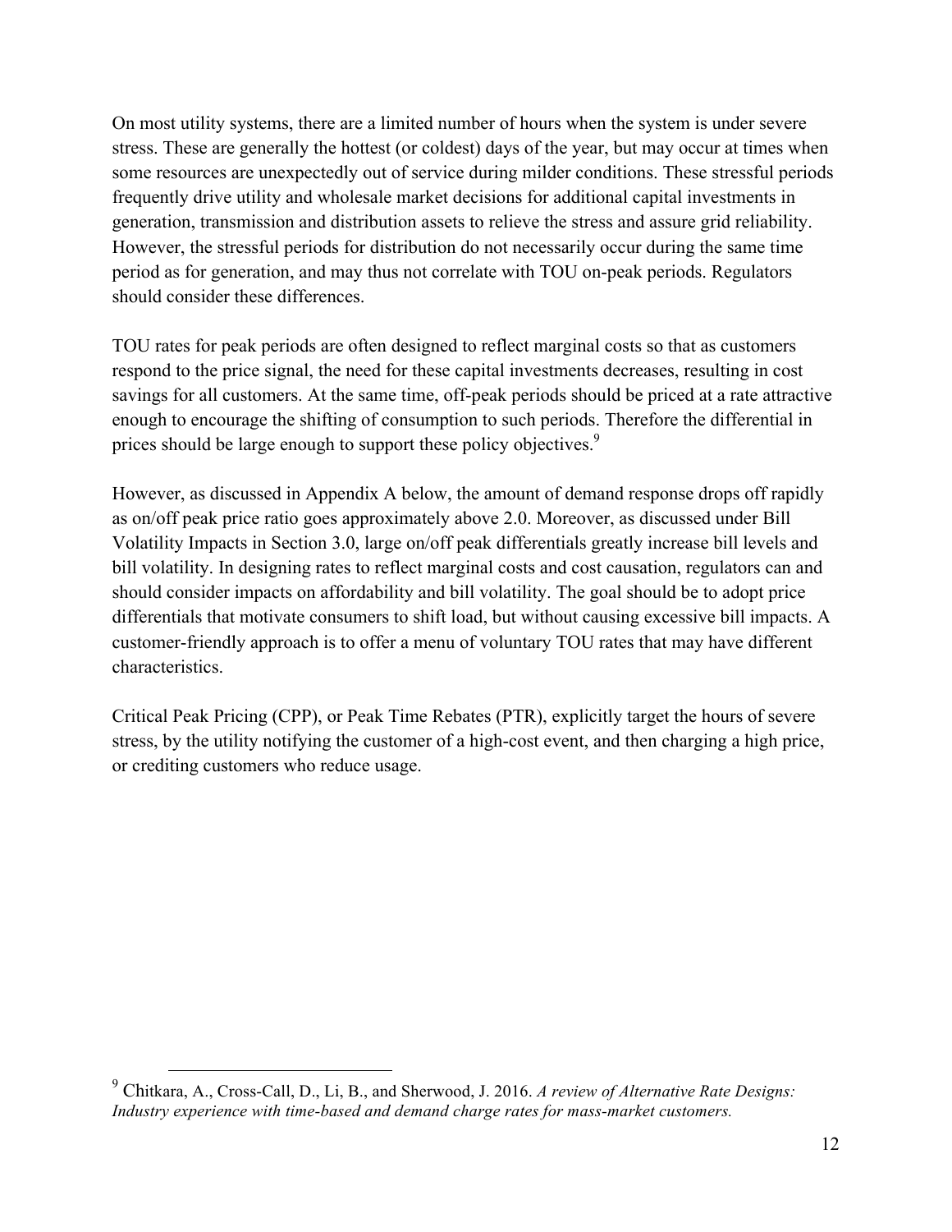On most utility systems, there are a limited number of hours when the system is under severe stress. These are generally the hottest (or coldest) days of the year, but may occur at times when some resources are unexpectedly out of service during milder conditions. These stressful periods frequently drive utility and wholesale market decisions for additional capital investments in generation, transmission and distribution assets to relieve the stress and assure grid reliability. However, the stressful periods for distribution do not necessarily occur during the same time period as for generation, and may thus not correlate with TOU on-peak periods. Regulators should consider these differences.

TOU rates for peak periods are often designed to reflect marginal costs so that as customers respond to the price signal, the need for these capital investments decreases, resulting in cost savings for all customers. At the same time, off-peak periods should be priced at a rate attractive enough to encourage the shifting of consumption to such periods. Therefore the differential in prices should be large enough to support these policy objectives.[9]

However, as discussed in Appendix A below, the amount of demand response drops off rapidly as on/off peak price ratio goes approximately above 2.0. Moreover, as discussed under Bill Volatility Impacts in Section 3.0, large on/off peak differentials greatly increase bill levels and bill volatility. In designing rates to reflect marginal costs and cost causation, regulators can and should consider impacts on affordability and bill volatility. The goal should be to adopt price differentials that motivate consumers to shift load, but without causing excessive bill impacts. A customer-friendly approach is to offer a menu of voluntary TOU rates that may have different characteristics.

Critical Peak Pricing (CPP), or Peak Time Rebates (PTR), explicitly target the hours of severe stress, by the utility notifying the customer of a high-cost event, and then charging a high price, or crediting customers who reduce usage.

---

[9] Chitkara, A., Cross-Call, D., Li, B., and Sherwood, J. 2016. *A review of Alternative Rate Designs: Industry experience with time-based and demand charge rates for mass-market customers.*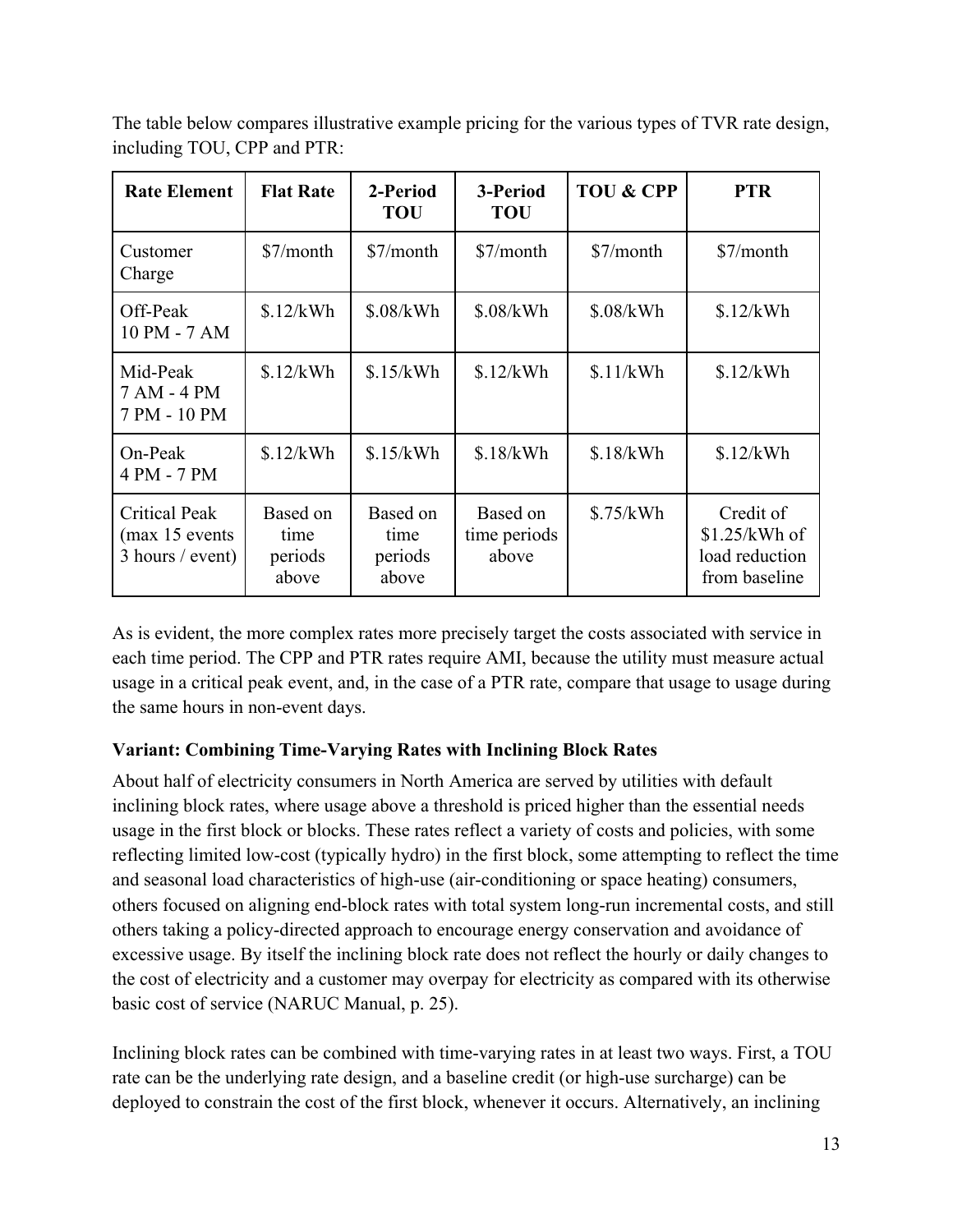The table below compares illustrative example pricing for the various types of TVR rate design, including TOU, CPP and PTR:

| Rate Element | Flat Rate | 2-Period TOU | 3-Period TOU | TOU & CPP | PTR |
|---|---|---|---|---|---|
| Customer Charge | $7/month | $7/month | $7/month | $7/month | $7/month |
| Off-Peak 10 PM - 7 AM | $.12/kWh | $.08/kWh | $.08/kWh | $.08/kWh | $.12/kWh |
| Mid-Peak 7 AM - 4 PM 7 PM - 10 PM | $.12/kWh | $.15/kWh | $.12/kWh | $.11/kWh | $.12/kWh |
| On-Peak 4 PM - 7 PM | $.12/kWh | $.15/kWh | $.18/kWh | $.18/kWh | $.12/kWh |
| Critical Peak (max 15 events 3 hours / event) | Based on time periods above | Based on time periods above | Based on time periods above | $.75/kWh | Credit of $1.25/kWh of load reduction from baseline |

As is evident, the more complex rates more precisely target the costs associated with service in each time period. The CPP and PTR rates require AMI, because the utility must measure actual usage in a critical peak event, and, in the case of a PTR rate, compare that usage to usage during the same hours in non-event days.

**Variant: Combining Time-Varying Rates with Inclining Block Rates**

About half of electricity consumers in North America are served by utilities with default inclining block rates, where usage above a threshold is priced higher than the essential needs usage in the first block or blocks. These rates reflect a variety of costs and policies, with some reflecting limited low-cost (typically hydro) in the first block, some attempting to reflect the time and seasonal load characteristics of high-use (air-conditioning or space heating) consumers, others focused on aligning end-block rates with total system long-run incremental costs, and still others taking a policy-directed approach to encourage energy conservation and avoidance of excessive usage. By itself the inclining block rate does not reflect the hourly or daily changes to the cost of electricity and a customer may overpay for electricity as compared with its otherwise basic cost of service (NARUC Manual, p. 25).

Inclining block rates can be combined with time-varying rates in at least two ways. First, a TOU rate can be the underlying rate design, and a baseline credit (or high-use surcharge) can be deployed to constrain the cost of the first block, whenever it occurs. Alternatively, an inclining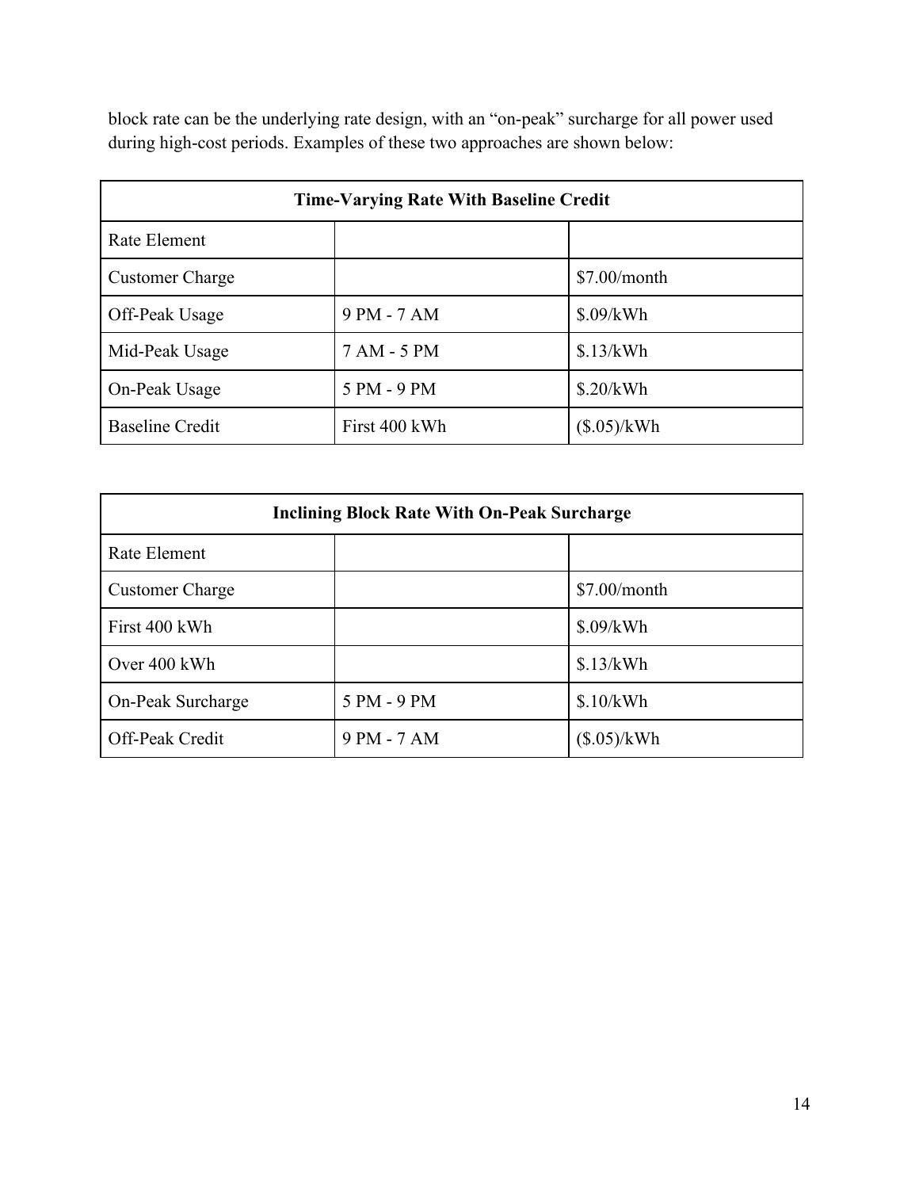block rate can be the underlying rate design, with an "on-peak" surcharge for all power used during high-cost periods. Examples of these two approaches are shown below:

| **Time-Varying Rate With Baseline Credit** | | |
|---|---|---|
| Rate Element | | |
| Customer Charge | | $7.00/month |
| Off-Peak Usage | 9 PM - 7 AM | $.09/kWh |
| Mid-Peak Usage | 7 AM - 5 PM | $.13/kWh |
| On-Peak Usage | 5 PM - 9 PM | $.20/kWh |
| Baseline Credit | First 400 kWh | ($.05)/kWh |

| **Inclining Block Rate With On-Peak Surcharge** | | |
|---|---|---|
| Rate Element | | |
| Customer Charge | | $7.00/month |
| First 400 kWh | | $.09/kWh |
| Over 400 kWh | | $.13/kWh |
| On-Peak Surcharge | 5 PM - 9 PM | $.10/kWh |
| Off-Peak Credit | 9 PM - 7 AM | ($.05)/kWh |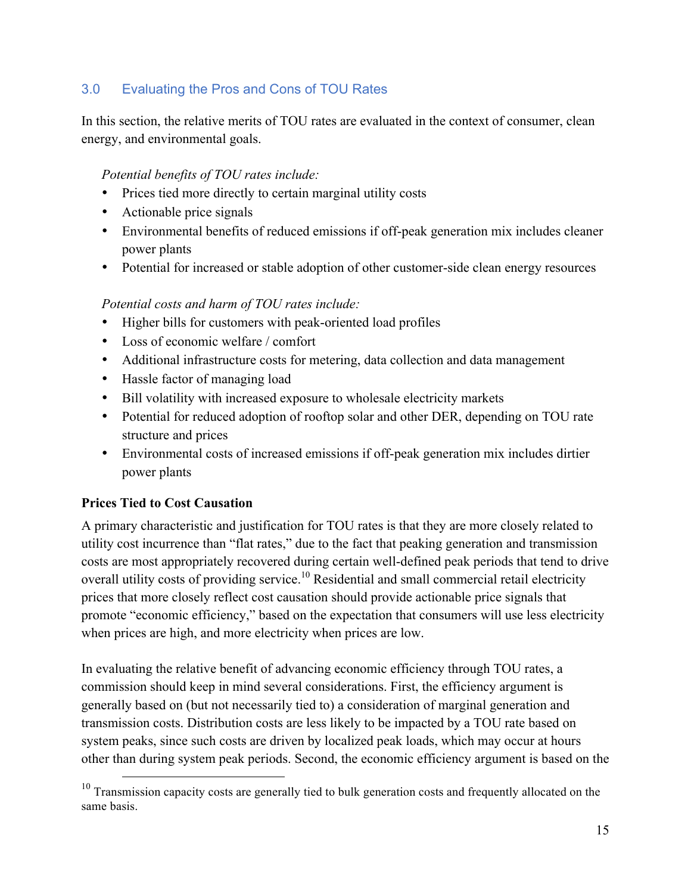## 3.0 Evaluating the Pros and Cons of TOU Rates

In this section, the relative merits of TOU rates are evaluated in the context of consumer, clean energy, and environmental goals.

*Potential benefits of TOU rates include:*

- Prices tied more directly to certain marginal utility costs
- Actionable price signals
- Environmental benefits of reduced emissions if off-peak generation mix includes cleaner power plants
- Potential for increased or stable adoption of other customer-side clean energy resources

*Potential costs and harm of TOU rates include:*

- Higher bills for customers with peak-oriented load profiles
- Loss of economic welfare / comfort
- Additional infrastructure costs for metering, data collection and data management
- Hassle factor of managing load
- Bill volatility with increased exposure to wholesale electricity markets
- Potential for reduced adoption of rooftop solar and other DER, depending on TOU rate structure and prices
- Environmental costs of increased emissions if off-peak generation mix includes dirtier power plants

**Prices Tied to Cost Causation**

A primary characteristic and justification for TOU rates is that they are more closely related to utility cost incurrence than "flat rates," due to the fact that peaking generation and transmission costs are most appropriately recovered during certain well-defined peak periods that tend to drive overall utility costs of providing service.[10] Residential and small commercial retail electricity prices that more closely reflect cost causation should provide actionable price signals that promote "economic efficiency," based on the expectation that consumers will use less electricity when prices are high, and more electricity when prices are low.

In evaluating the relative benefit of advancing economic efficiency through TOU rates, a commission should keep in mind several considerations. First, the efficiency argument is generally based on (but not necessarily tied to) a consideration of marginal generation and transmission costs. Distribution costs are less likely to be impacted by a TOU rate based on system peaks, since such costs are driven by localized peak loads, which may occur at hours other than during system peak periods. Second, the economic efficiency argument is based on the

[10] Transmission capacity costs are generally tied to bulk generation costs and frequently allocated on the same basis.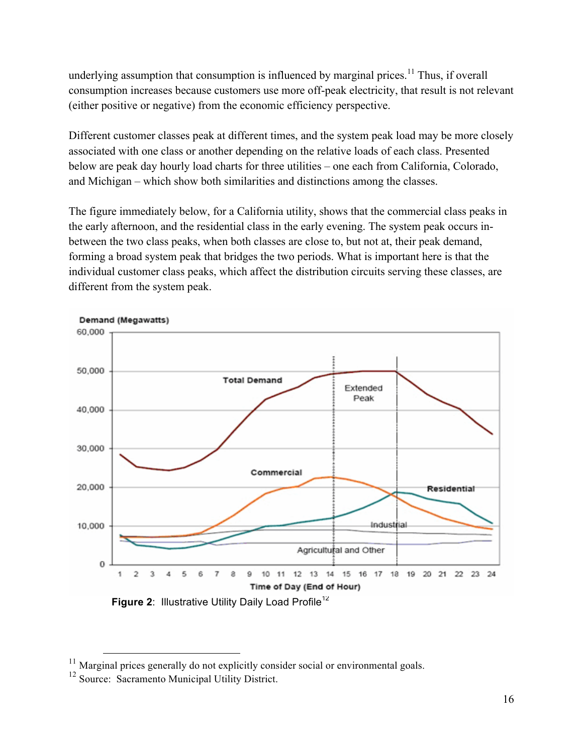underlying assumption that consumption is influenced by marginal prices.[11] Thus, if overall consumption increases because customers use more off-peak electricity, that result is not relevant (either positive or negative) from the economic efficiency perspective.

Different customer classes peak at different times, and the system peak load may be more closely associated with one class or another depending on the relative loads of each class. Presented below are peak day hourly load charts for three utilities – one each from California, Colorado, and Michigan – which show both similarities and distinctions among the classes.

The figure immediately below, for a California utility, shows that the commercial class peaks in the early afternoon, and the residential class in the early evening. The system peak occurs in-between the two class peaks, when both classes are close to, but not at, their peak demand, forming a broad system peak that bridges the two periods. What is important here is that the individual customer class peaks, which affect the distribution circuits serving these classes, are different from the system peak.

**Figure 2**: Illustrative Utility Daily Load Profile[12]

[11] Marginal prices generally do not explicitly consider social or environmental goals.

[12] Source: Sacramento Municipal Utility District.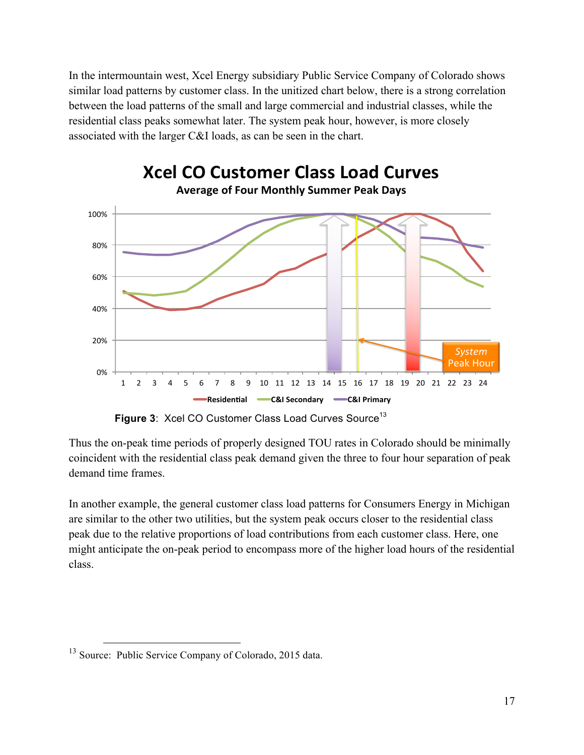In the intermountain west, Xcel Energy subsidiary Public Service Company of Colorado shows similar load patterns by customer class. In the unitized chart below, there is a strong correlation between the load patterns of the small and large commercial and industrial classes, while the residential class peaks somewhat later. The system peak hour, however, is more closely associated with the larger C&I loads, as can be seen in the chart.

**Figure 3**: Xcel CO Customer Class Load Curves Source[13]

Thus the on-peak time periods of properly designed TOU rates in Colorado should be minimally coincident with the residential class peak demand given the three to four hour separation of peak demand time frames.

In another example, the general customer class load patterns for Consumers Energy in Michigan are similar to the other two utilities, but the system peak occurs closer to the residential class peak due to the relative proportions of load contributions from each customer class. Here, one might anticipate the on-peak period to encompass more of the higher load hours of the residential class.

[13] Source: Public Service Company of Colorado, 2015 data.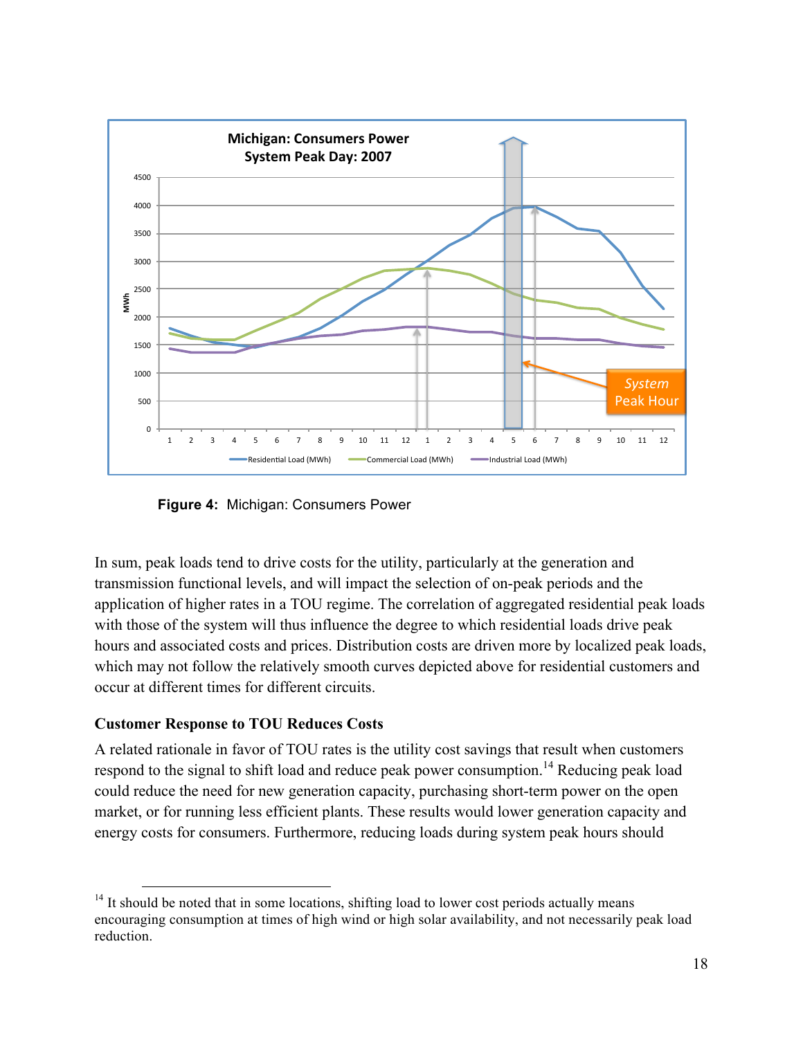**Figure 4:** Michigan: Consumers Power

In sum, peak loads tend to drive costs for the utility, particularly at the generation and transmission functional levels, and will impact the selection of on-peak periods and the application of higher rates in a TOU regime. The correlation of aggregated residential peak loads with those of the system will thus influence the degree to which residential loads drive peak hours and associated costs and prices. Distribution costs are driven more by localized peak loads, which may not follow the relatively smooth curves depicted above for residential customers and occur at different times for different circuits.

**Customer Response to TOU Reduces Costs**

A related rationale in favor of TOU rates is the utility cost savings that result when customers respond to the signal to shift load and reduce peak power consumption.[14] Reducing peak load could reduce the need for new generation capacity, purchasing short-term power on the open market, or for running less efficient plants. These results would lower generation capacity and energy costs for consumers. Furthermore, reducing loads during system peak hours should

[14] It should be noted that in some locations, shifting load to lower cost periods actually means encouraging consumption at times of high wind or high solar availability, and not necessarily peak load reduction.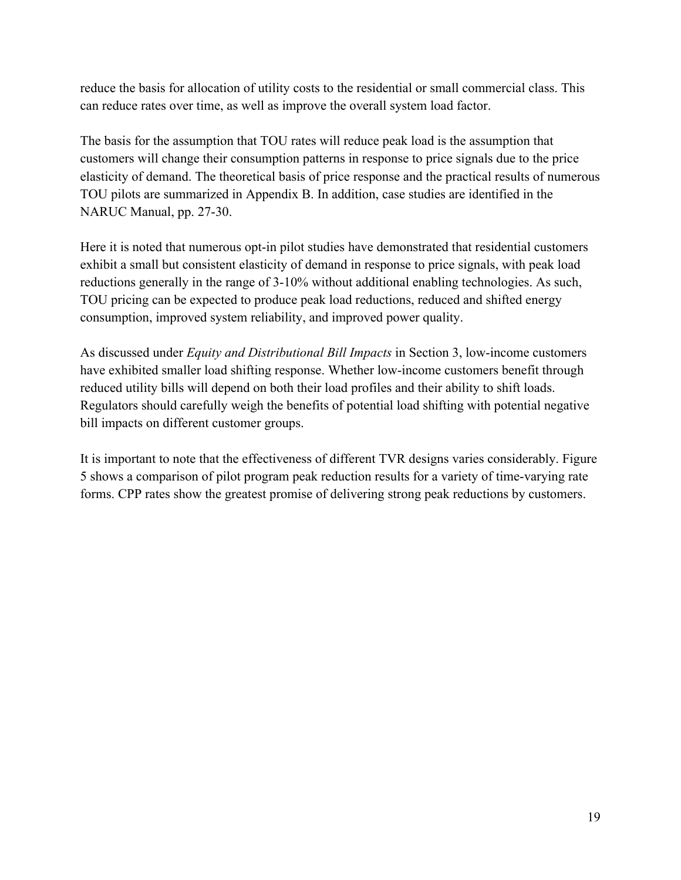reduce the basis for allocation of utility costs to the residential or small commercial class. This can reduce rates over time, as well as improve the overall system load factor.

The basis for the assumption that TOU rates will reduce peak load is the assumption that customers will change their consumption patterns in response to price signals due to the price elasticity of demand. The theoretical basis of price response and the practical results of numerous TOU pilots are summarized in Appendix B. In addition, case studies are identified in the NARUC Manual, pp. 27-30.

Here it is noted that numerous opt-in pilot studies have demonstrated that residential customers exhibit a small but consistent elasticity of demand in response to price signals, with peak load reductions generally in the range of 3-10% without additional enabling technologies. As such, TOU pricing can be expected to produce peak load reductions, reduced and shifted energy consumption, improved system reliability, and improved power quality.

As discussed under *Equity and Distributional Bill Impacts* in Section 3, low-income customers have exhibited smaller load shifting response. Whether low-income customers benefit through reduced utility bills will depend on both their load profiles and their ability to shift loads. Regulators should carefully weigh the benefits of potential load shifting with potential negative bill impacts on different customer groups.

It is important to note that the effectiveness of different TVR designs varies considerably. Figure 5 shows a comparison of pilot program peak reduction results for a variety of time-varying rate forms. CPP rates show the greatest promise of delivering strong peak reductions by customers.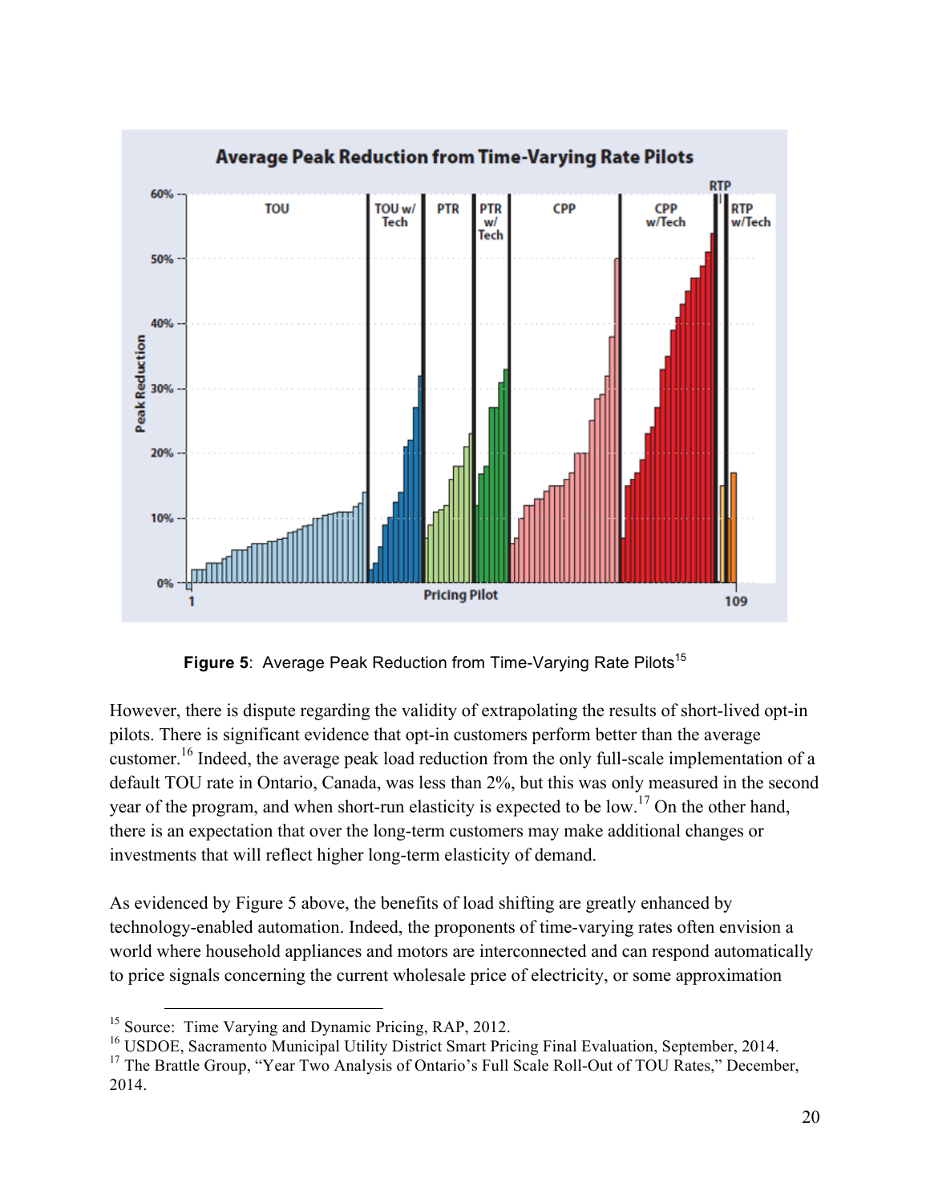**Figure 5**: Average Peak Reduction from Time-Varying Rate Pilots[15]

However, there is dispute regarding the validity of extrapolating the results of short-lived opt-in pilots. There is significant evidence that opt-in customers perform better than the average customer.[16] Indeed, the average peak load reduction from the only full-scale implementation of a default TOU rate in Ontario, Canada, was less than 2%, but this was only measured in the second year of the program, and when short-run elasticity is expected to be low.[17] On the other hand, there is an expectation that over the long-term customers may make additional changes or investments that will reflect higher long-term elasticity of demand.

As evidenced by Figure 5 above, the benefits of load shifting are greatly enhanced by technology-enabled automation. Indeed, the proponents of time-varying rates often envision a world where household appliances and motors are interconnected and can respond automatically to price signals concerning the current wholesale price of electricity, or some approximation

---

[15] Source: Time Varying and Dynamic Pricing, RAP, 2012.

[16] USDOE, Sacramento Municipal Utility District Smart Pricing Final Evaluation, September, 2014.

[17] The Brattle Group, "Year Two Analysis of Ontario's Full Scale Roll-Out of TOU Rates," December, 2014.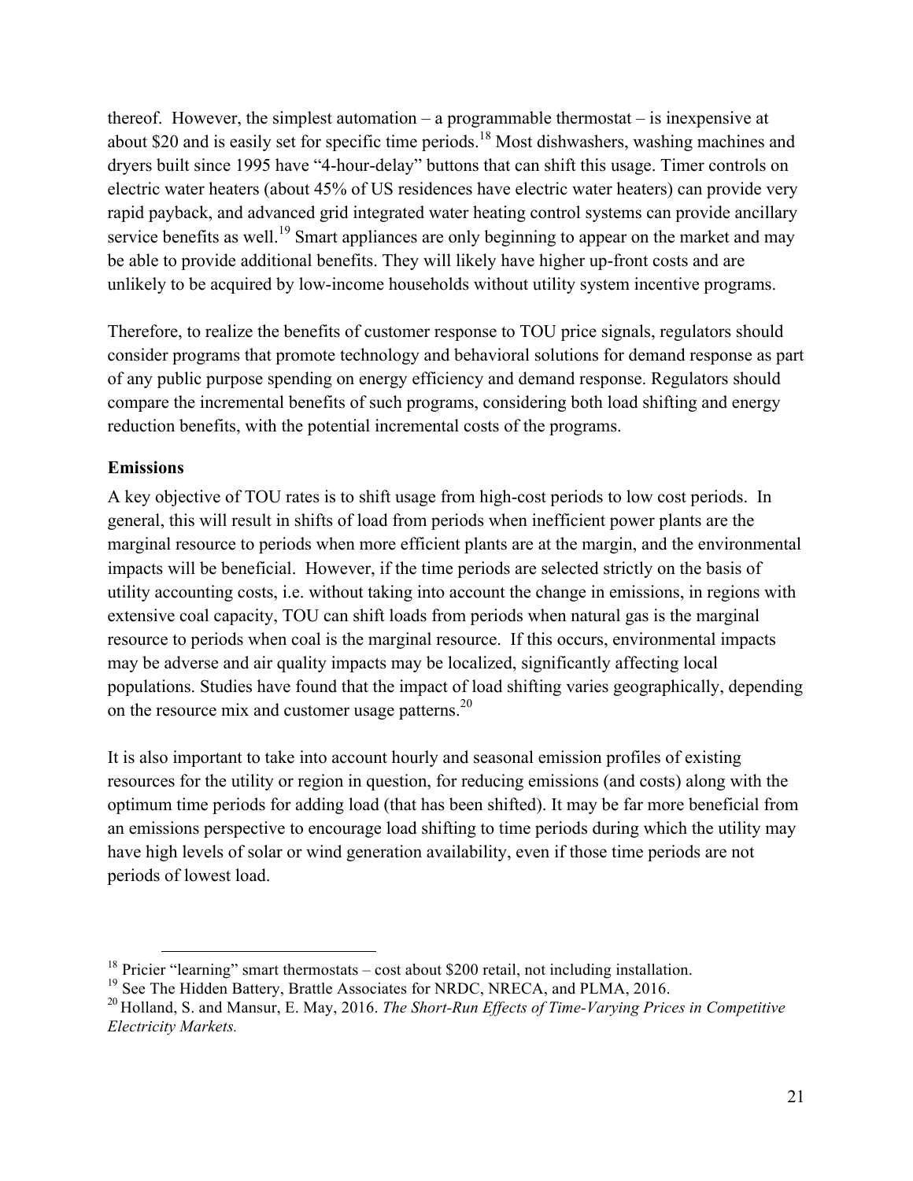thereof. However, the simplest automation – a programmable thermostat – is inexpensive at about $20 and is easily set for specific time periods.[18] Most dishwashers, washing machines and dryers built since 1995 have "4-hour-delay" buttons that can shift this usage. Timer controls on electric water heaters (about 45% of US residences have electric water heaters) can provide very rapid payback, and advanced grid integrated water heating control systems can provide ancillary service benefits as well.[19] Smart appliances are only beginning to appear on the market and may be able to provide additional benefits. They will likely have higher up-front costs and are unlikely to be acquired by low-income households without utility system incentive programs.

Therefore, to realize the benefits of customer response to TOU price signals, regulators should consider programs that promote technology and behavioral solutions for demand response as part of any public purpose spending on energy efficiency and demand response. Regulators should compare the incremental benefits of such programs, considering both load shifting and energy reduction benefits, with the potential incremental costs of the programs.

**Emissions**

A key objective of TOU rates is to shift usage from high-cost periods to low cost periods. In general, this will result in shifts of load from periods when inefficient power plants are the marginal resource to periods when more efficient plants are at the margin, and the environmental impacts will be beneficial. However, if the time periods are selected strictly on the basis of utility accounting costs, i.e. without taking into account the change in emissions, in regions with extensive coal capacity, TOU can shift loads from periods when natural gas is the marginal resource to periods when coal is the marginal resource. If this occurs, environmental impacts may be adverse and air quality impacts may be localized, significantly affecting local populations. Studies have found that the impact of load shifting varies geographically, depending on the resource mix and customer usage patterns.[20]

It is also important to take into account hourly and seasonal emission profiles of existing resources for the utility or region in question, for reducing emissions (and costs) along with the optimum time periods for adding load (that has been shifted). It may be far more beneficial from an emissions perspective to encourage load shifting to time periods during which the utility may have high levels of solar or wind generation availability, even if those time periods are not periods of lowest load.

---

[18] Pricier "learning" smart thermostats – cost about $200 retail, not including installation.

[19] See The Hidden Battery, Brattle Associates for NRDC, NRECA, and PLMA, 2016.

[20] Holland, S. and Mansur, E. May, 2016. *The Short-Run Effects of Time-Varying Prices in Competitive Electricity Markets.*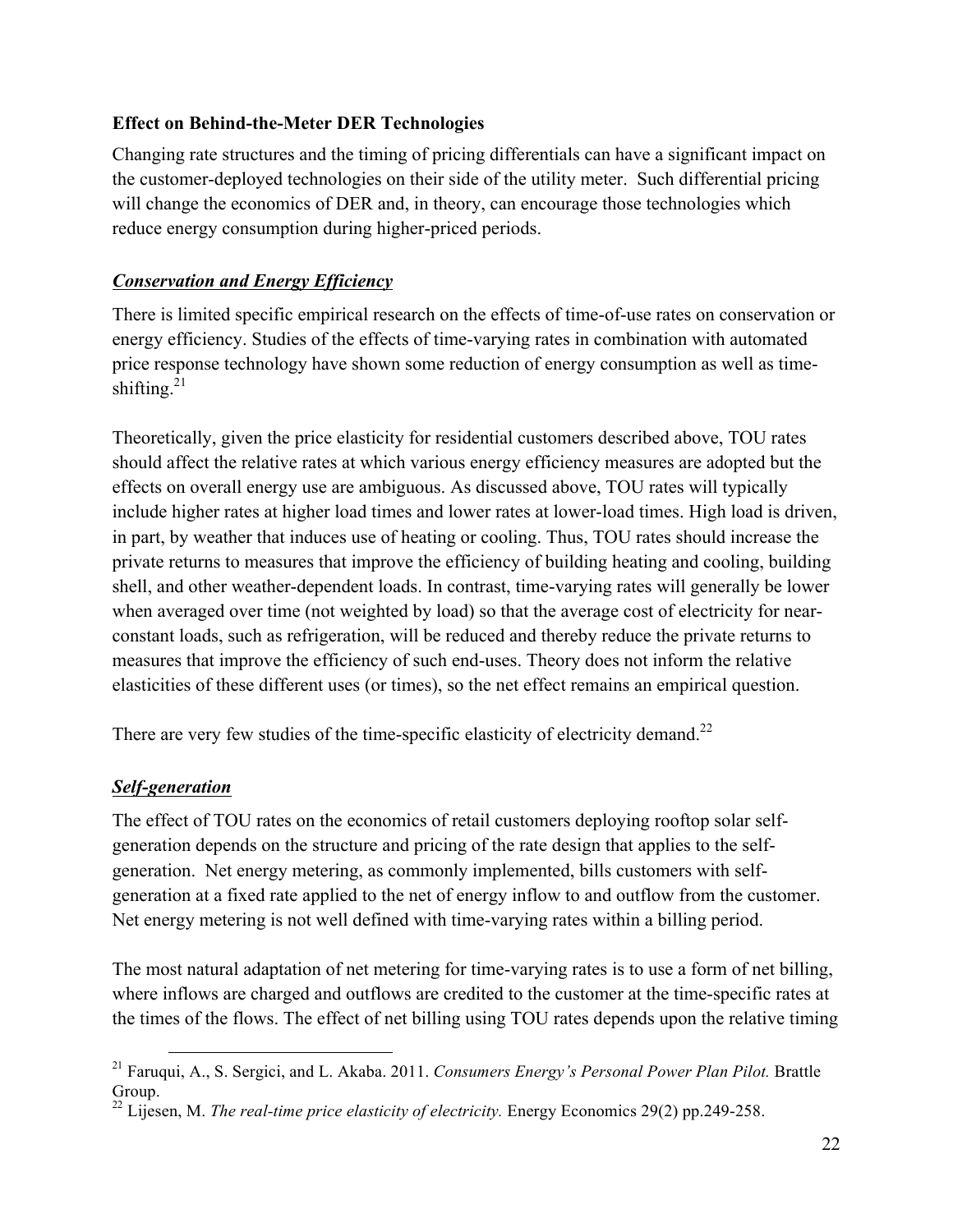**Effect on Behind-the-Meter DER Technologies**

Changing rate structures and the timing of pricing differentials can have a significant impact on the customer-deployed technologies on their side of the utility meter. Such differential pricing will change the economics of DER and, in theory, can encourage those technologies which reduce energy consumption during higher-priced periods.

***Conservation and Energy Efficiency***

There is limited specific empirical research on the effects of time-of-use rates on conservation or energy efficiency. Studies of the effects of time-varying rates in combination with automated price response technology have shown some reduction of energy consumption as well as time-shifting.[21]

Theoretically, given the price elasticity for residential customers described above, TOU rates should affect the relative rates at which various energy efficiency measures are adopted but the effects on overall energy use are ambiguous. As discussed above, TOU rates will typically include higher rates at higher load times and lower rates at lower-load times. High load is driven, in part, by weather that induces use of heating or cooling. Thus, TOU rates should increase the private returns to measures that improve the efficiency of building heating and cooling, building shell, and other weather-dependent loads. In contrast, time-varying rates will generally be lower when averaged over time (not weighted by load) so that the average cost of electricity for near-constant loads, such as refrigeration, will be reduced and thereby reduce the private returns to measures that improve the efficiency of such end-uses. Theory does not inform the relative elasticities of these different uses (or times), so the net effect remains an empirical question.

There are very few studies of the time-specific elasticity of electricity demand.[22]

***Self-generation***

The effect of TOU rates on the economics of retail customers deploying rooftop solar self-generation depends on the structure and pricing of the rate design that applies to the self-generation. Net energy metering, as commonly implemented, bills customers with self-generation at a fixed rate applied to the net of energy inflow to and outflow from the customer. Net energy metering is not well defined with time-varying rates within a billing period.

The most natural adaptation of net metering for time-varying rates is to use a form of net billing, where inflows are charged and outflows are credited to the customer at the time-specific rates at the times of the flows. The effect of net billing using TOU rates depends upon the relative timing

---

[21] Faruqui, A., S. Sergici, and L. Akaba. 2011. *Consumers Energy's Personal Power Plan Pilot.* Brattle Group.

[22] Lijesen, M. *The real-time price elasticity of electricity.* Energy Economics 29(2) pp.249-258.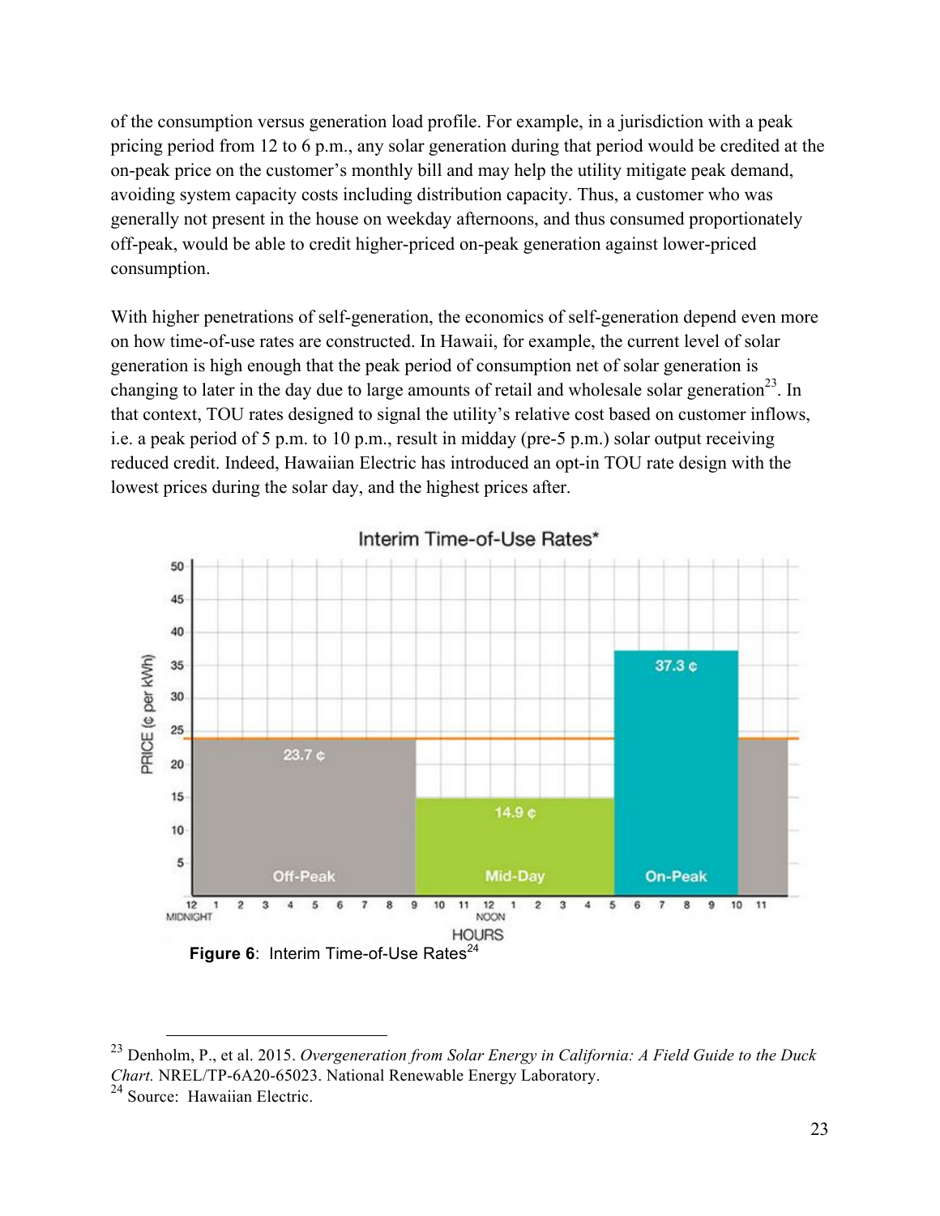of the consumption versus generation load profile. For example, in a jurisdiction with a peak pricing period from 12 to 6 p.m., any solar generation during that period would be credited at the on-peak price on the customer's monthly bill and may help the utility mitigate peak demand, avoiding system capacity costs including distribution capacity. Thus, a customer who was generally not present in the house on weekday afternoons, and thus consumed proportionately off-peak, would be able to credit higher-priced on-peak generation against lower-priced consumption.

With higher penetrations of self-generation, the economics of self-generation depend even more on how time-of-use rates are constructed. In Hawaii, for example, the current level of solar generation is high enough that the peak period of consumption net of solar generation is changing to later in the day due to large amounts of retail and wholesale solar generation[23]. In that context, TOU rates designed to signal the utility's relative cost based on customer inflows, i.e. a peak period of 5 p.m. to 10 p.m., result in midday (pre-5 p.m.) solar output receiving reduced credit. Indeed, Hawaiian Electric has introduced an opt-in TOU rate design with the lowest prices during the solar day, and the highest prices after.

**Figure 6**: Interim Time-of-Use Rates[24]

---

[23] Denholm, P., et al. 2015. *Overgeneration from Solar Energy in California: A Field Guide to the Duck Chart.* NREL/TP-6A20-65023. National Renewable Energy Laboratory.

[24] Source: Hawaiian Electric.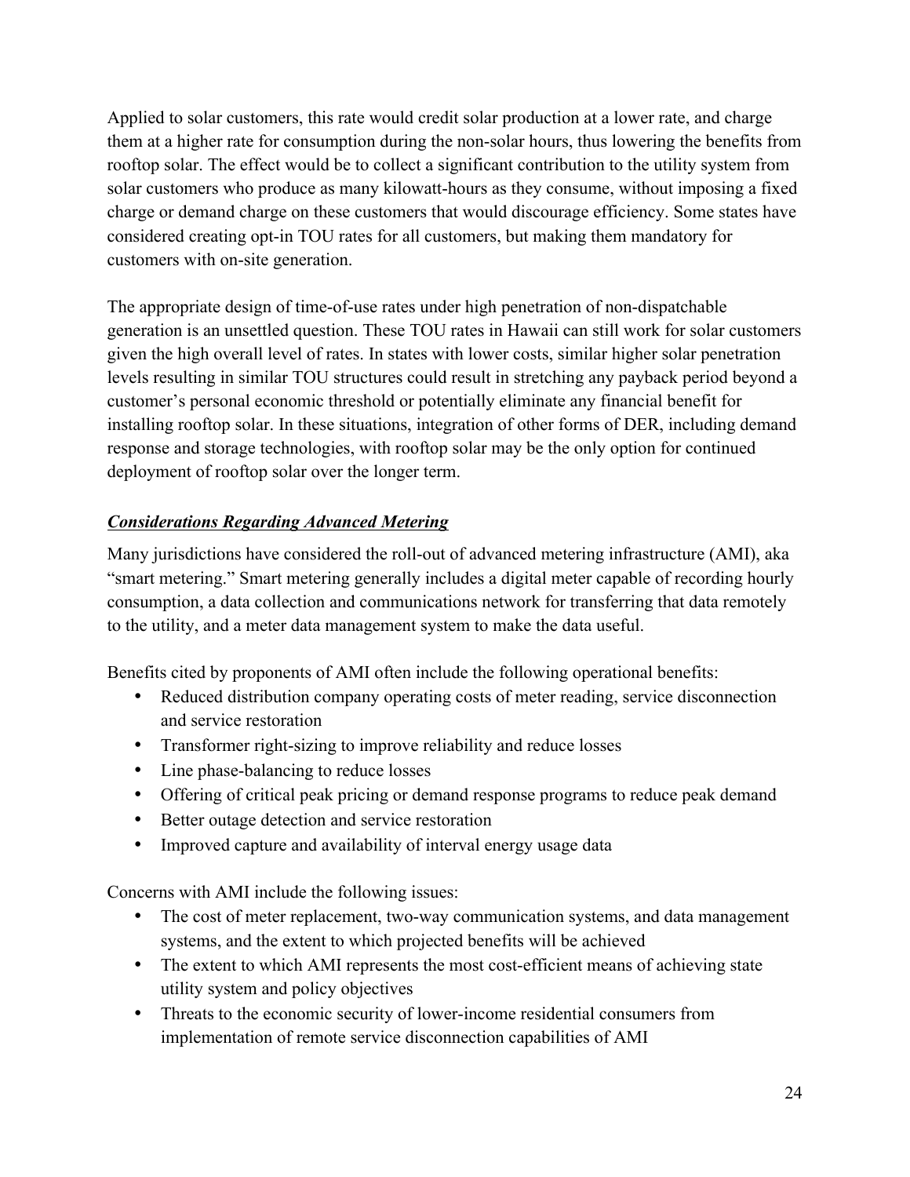Applied to solar customers, this rate would credit solar production at a lower rate, and charge them at a higher rate for consumption during the non-solar hours, thus lowering the benefits from rooftop solar. The effect would be to collect a significant contribution to the utility system from solar customers who produce as many kilowatt-hours as they consume, without imposing a fixed charge or demand charge on these customers that would discourage efficiency. Some states have considered creating opt-in TOU rates for all customers, but making them mandatory for customers with on-site generation.

The appropriate design of time-of-use rates under high penetration of non-dispatchable generation is an unsettled question. These TOU rates in Hawaii can still work for solar customers given the high overall level of rates. In states with lower costs, similar higher solar penetration levels resulting in similar TOU structures could result in stretching any payback period beyond a customer's personal economic threshold or potentially eliminate any financial benefit for installing rooftop solar. In these situations, integration of other forms of DER, including demand response and storage technologies, with rooftop solar may be the only option for continued deployment of rooftop solar over the longer term.

***<u>Considerations Regarding Advanced Metering</u>***

Many jurisdictions have considered the roll-out of advanced metering infrastructure (AMI), aka "smart metering." Smart metering generally includes a digital meter capable of recording hourly consumption, a data collection and communications network for transferring that data remotely to the utility, and a meter data management system to make the data useful.

Benefits cited by proponents of AMI often include the following operational benefits:

- Reduced distribution company operating costs of meter reading, service disconnection and service restoration
- Transformer right-sizing to improve reliability and reduce losses
- Line phase-balancing to reduce losses
- Offering of critical peak pricing or demand response programs to reduce peak demand
- Better outage detection and service restoration
- Improved capture and availability of interval energy usage data

Concerns with AMI include the following issues:

- The cost of meter replacement, two-way communication systems, and data management systems, and the extent to which projected benefits will be achieved
- The extent to which AMI represents the most cost-efficient means of achieving state utility system and policy objectives
- Threats to the economic security of lower-income residential consumers from implementation of remote service disconnection capabilities of AMI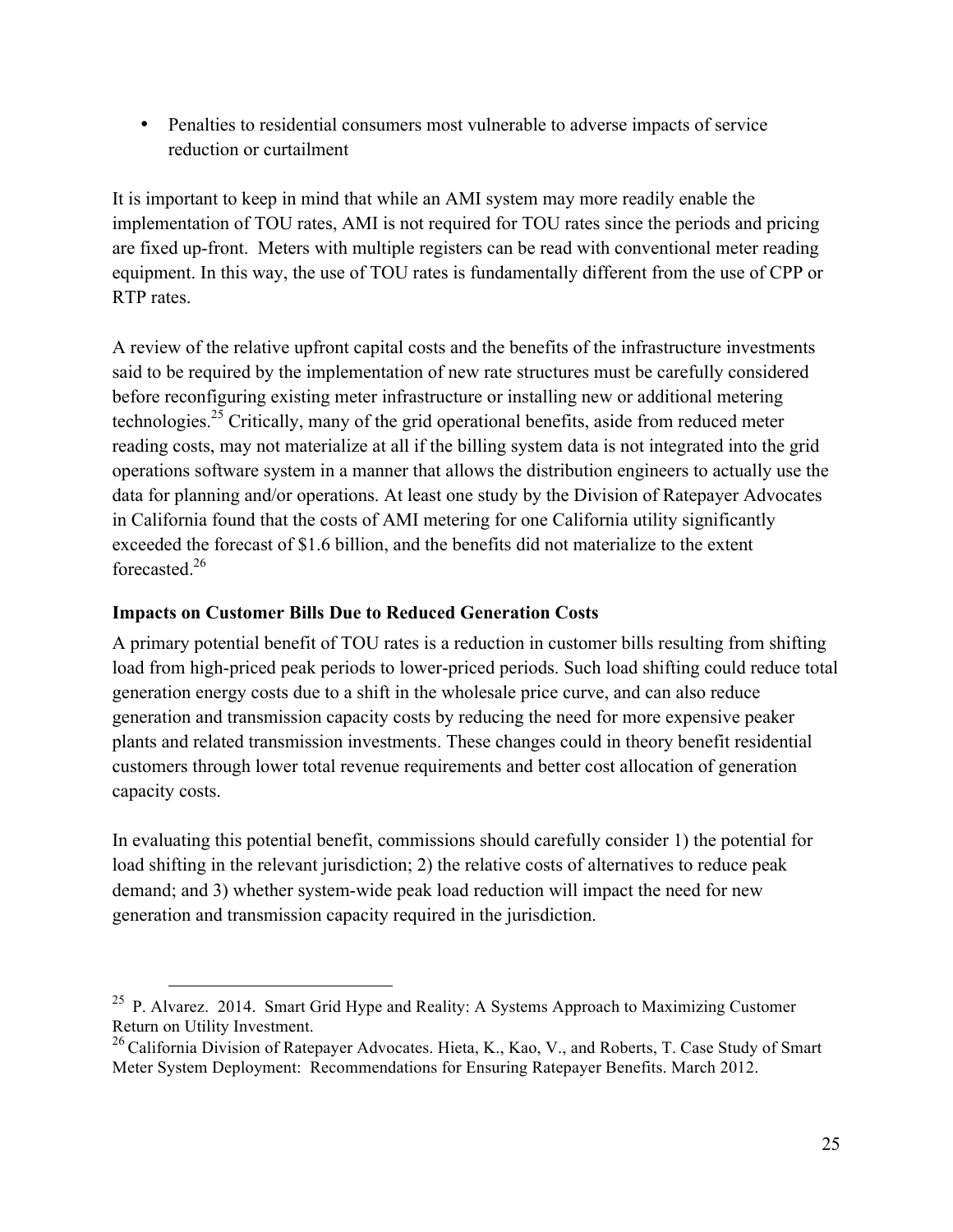- Penalties to residential consumers most vulnerable to adverse impacts of service reduction or curtailment

It is important to keep in mind that while an AMI system may more readily enable the implementation of TOU rates, AMI is not required for TOU rates since the periods and pricing are fixed up-front. Meters with multiple registers can be read with conventional meter reading equipment. In this way, the use of TOU rates is fundamentally different from the use of CPP or RTP rates.

A review of the relative upfront capital costs and the benefits of the infrastructure investments said to be required by the implementation of new rate structures must be carefully considered before reconfiguring existing meter infrastructure or installing new or additional metering technologies.[25] Critically, many of the grid operational benefits, aside from reduced meter reading costs, may not materialize at all if the billing system data is not integrated into the grid operations software system in a manner that allows the distribution engineers to actually use the data for planning and/or operations. At least one study by the Division of Ratepayer Advocates in California found that the costs of AMI metering for one California utility significantly exceeded the forecast of $1.6 billion, and the benefits did not materialize to the extent forecasted.[26]

### Impacts on Customer Bills Due to Reduced Generation Costs

A primary potential benefit of TOU rates is a reduction in customer bills resulting from shifting load from high-priced peak periods to lower-priced periods. Such load shifting could reduce total generation energy costs due to a shift in the wholesale price curve, and can also reduce generation and transmission capacity costs by reducing the need for more expensive peaker plants and related transmission investments. These changes could in theory benefit residential customers through lower total revenue requirements and better cost allocation of generation capacity costs.

In evaluating this potential benefit, commissions should carefully consider 1) the potential for load shifting in the relevant jurisdiction; 2) the relative costs of alternatives to reduce peak demand; and 3) whether system-wide peak load reduction will impact the need for new generation and transmission capacity required in the jurisdiction.

---

[25] P. Alvarez. 2014. Smart Grid Hype and Reality: A Systems Approach to Maximizing Customer Return on Utility Investment.

[26] California Division of Ratepayer Advocates. Hieta, K., Kao, V., and Roberts, T. Case Study of Smart Meter System Deployment: Recommendations for Ensuring Ratepayer Benefits. March 2012.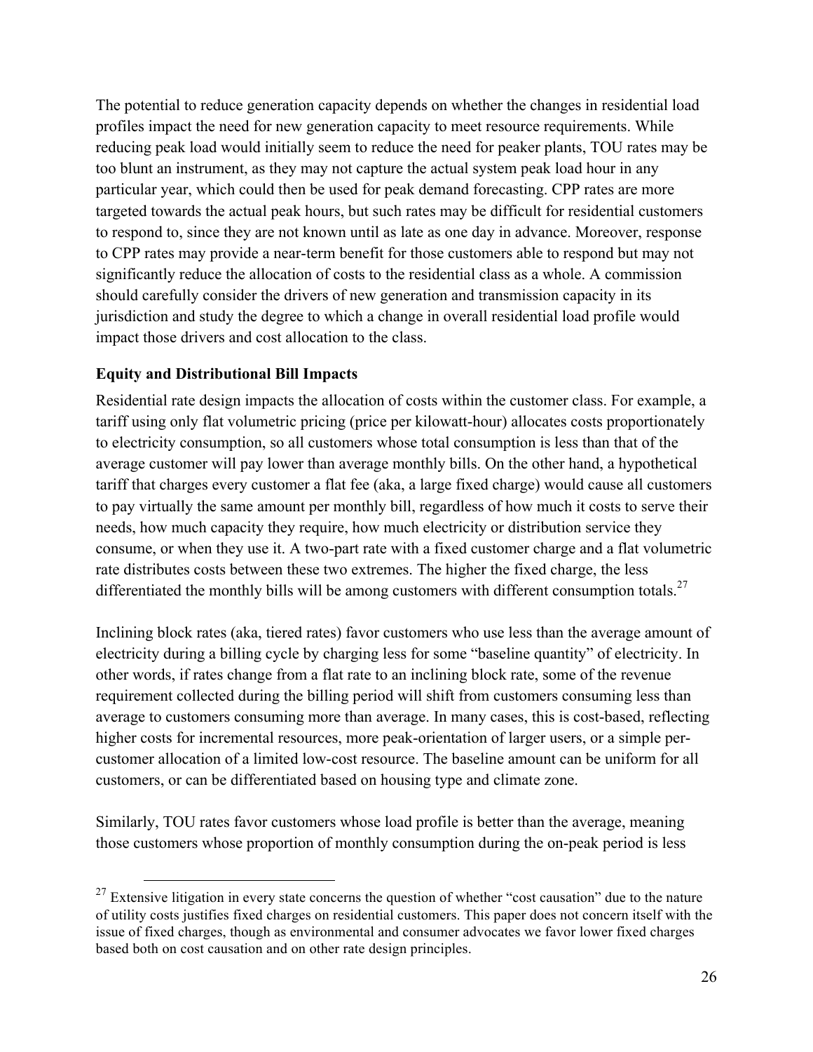The potential to reduce generation capacity depends on whether the changes in residential load profiles impact the need for new generation capacity to meet resource requirements. While reducing peak load would initially seem to reduce the need for peaker plants, TOU rates may be too blunt an instrument, as they may not capture the actual system peak load hour in any particular year, which could then be used for peak demand forecasting. CPP rates are more targeted towards the actual peak hours, but such rates may be difficult for residential customers to respond to, since they are not known until as late as one day in advance. Moreover, response to CPP rates may provide a near-term benefit for those customers able to respond but may not significantly reduce the allocation of costs to the residential class as a whole. A commission should carefully consider the drivers of new generation and transmission capacity in its jurisdiction and study the degree to which a change in overall residential load profile would impact those drivers and cost allocation to the class.

**Equity and Distributional Bill Impacts**

Residential rate design impacts the allocation of costs within the customer class. For example, a tariff using only flat volumetric pricing (price per kilowatt-hour) allocates costs proportionately to electricity consumption, so all customers whose total consumption is less than that of the average customer will pay lower than average monthly bills. On the other hand, a hypothetical tariff that charges every customer a flat fee (aka, a large fixed charge) would cause all customers to pay virtually the same amount per monthly bill, regardless of how much it costs to serve their needs, how much capacity they require, how much electricity or distribution service they consume, or when they use it. A two-part rate with a fixed customer charge and a flat volumetric rate distributes costs between these two extremes. The higher the fixed charge, the less differentiated the monthly bills will be among customers with different consumption totals.[27]

Inclining block rates (aka, tiered rates) favor customers who use less than the average amount of electricity during a billing cycle by charging less for some "baseline quantity" of electricity. In other words, if rates change from a flat rate to an inclining block rate, some of the revenue requirement collected during the billing period will shift from customers consuming less than average to customers consuming more than average. In many cases, this is cost-based, reflecting higher costs for incremental resources, more peak-orientation of larger users, or a simple per-customer allocation of a limited low-cost resource. The baseline amount can be uniform for all customers, or can be differentiated based on housing type and climate zone.

Similarly, TOU rates favor customers whose load profile is better than the average, meaning those customers whose proportion of monthly consumption during the on-peak period is less

[27] Extensive litigation in every state concerns the question of whether "cost causation" due to the nature of utility costs justifies fixed charges on residential customers. This paper does not concern itself with the issue of fixed charges, though as environmental and consumer advocates we favor lower fixed charges based both on cost causation and on other rate design principles.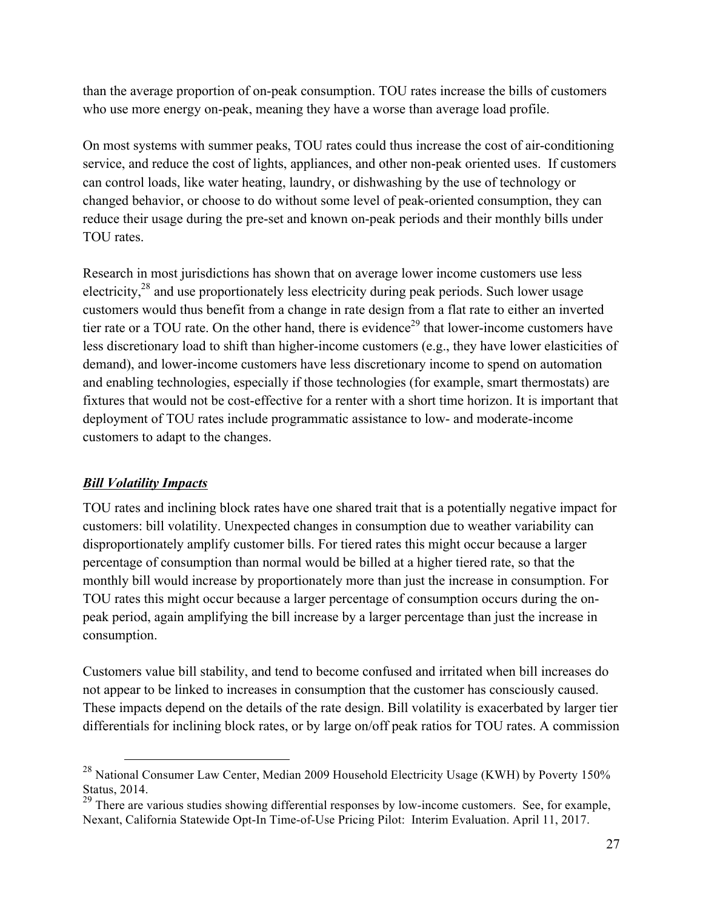than the average proportion of on-peak consumption. TOU rates increase the bills of customers who use more energy on-peak, meaning they have a worse than average load profile.

On most systems with summer peaks, TOU rates could thus increase the cost of air-conditioning service, and reduce the cost of lights, appliances, and other non-peak oriented uses. If customers can control loads, like water heating, laundry, or dishwashing by the use of technology or changed behavior, or choose to do without some level of peak-oriented consumption, they can reduce their usage during the pre-set and known on-peak periods and their monthly bills under TOU rates.

Research in most jurisdictions has shown that on average lower income customers use less electricity,[28] and use proportionately less electricity during peak periods. Such lower usage customers would thus benefit from a change in rate design from a flat rate to either an inverted tier rate or a TOU rate. On the other hand, there is evidence[29] that lower-income customers have less discretionary load to shift than higher-income customers (e.g., they have lower elasticities of demand), and lower-income customers have less discretionary income to spend on automation and enabling technologies, especially if those technologies (for example, smart thermostats) are fixtures that would not be cost-effective for a renter with a short time horizon. It is important that deployment of TOU rates include programmatic assistance to low- and moderate-income customers to adapt to the changes.

***Bill Volatility Impacts***

TOU rates and inclining block rates have one shared trait that is a potentially negative impact for customers: bill volatility. Unexpected changes in consumption due to weather variability can disproportionately amplify customer bills. For tiered rates this might occur because a larger percentage of consumption than normal would be billed at a higher tiered rate, so that the monthly bill would increase by proportionately more than just the increase in consumption. For TOU rates this might occur because a larger percentage of consumption occurs during the on-peak period, again amplifying the bill increase by a larger percentage than just the increase in consumption.

Customers value bill stability, and tend to become confused and irritated when bill increases do not appear to be linked to increases in consumption that the customer has consciously caused. These impacts depend on the details of the rate design. Bill volatility is exacerbated by larger tier differentials for inclining block rates, or by large on/off peak ratios for TOU rates. A commission

[28] National Consumer Law Center, Median 2009 Household Electricity Usage (KWH) by Poverty 150% Status, 2014.

[29] There are various studies showing differential responses by low-income customers. See, for example, Nexant, California Statewide Opt-In Time-of-Use Pricing Pilot: Interim Evaluation. April 11, 2017.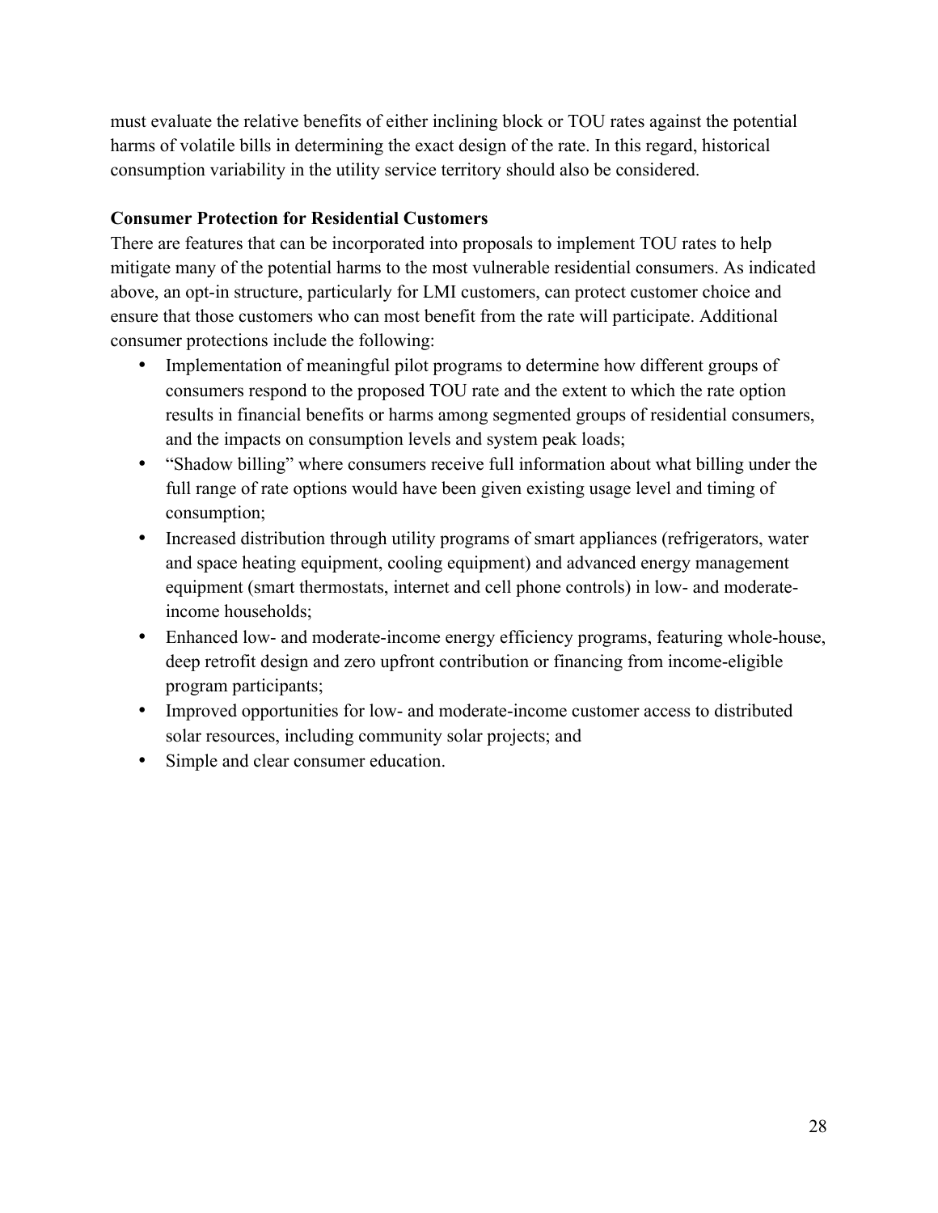must evaluate the relative benefits of either inclining block or TOU rates against the potential harms of volatile bills in determining the exact design of the rate. In this regard, historical consumption variability in the utility service territory should also be considered.

**Consumer Protection for Residential Customers**

There are features that can be incorporated into proposals to implement TOU rates to help mitigate many of the potential harms to the most vulnerable residential consumers. As indicated above, an opt-in structure, particularly for LMI customers, can protect customer choice and ensure that those customers who can most benefit from the rate will participate. Additional consumer protections include the following:

- Implementation of meaningful pilot programs to determine how different groups of consumers respond to the proposed TOU rate and the extent to which the rate option results in financial benefits or harms among segmented groups of residential consumers, and the impacts on consumption levels and system peak loads;
- "Shadow billing" where consumers receive full information about what billing under the full range of rate options would have been given existing usage level and timing of consumption;
- Increased distribution through utility programs of smart appliances (refrigerators, water and space heating equipment, cooling equipment) and advanced energy management equipment (smart thermostats, internet and cell phone controls) in low- and moderate-income households;
- Enhanced low- and moderate-income energy efficiency programs, featuring whole-house, deep retrofit design and zero upfront contribution or financing from income-eligible program participants;
- Improved opportunities for low- and moderate-income customer access to distributed solar resources, including community solar projects; and
- Simple and clear consumer education.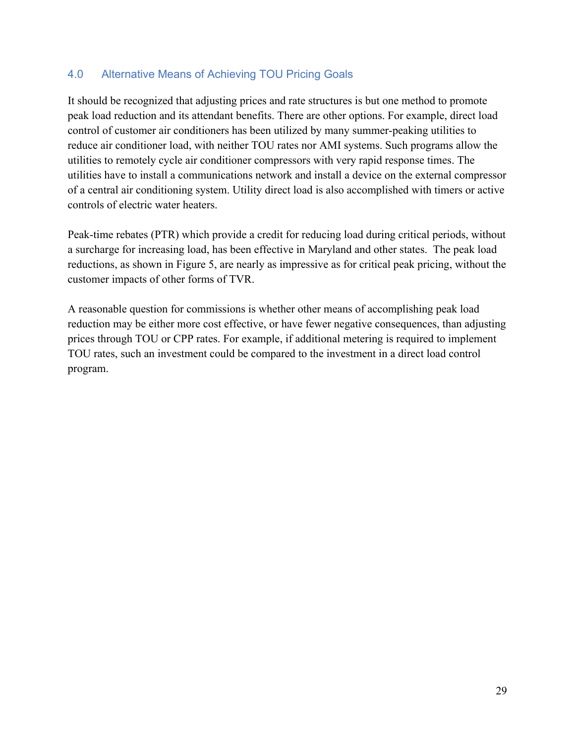## 4.0 Alternative Means of Achieving TOU Pricing Goals

It should be recognized that adjusting prices and rate structures is but one method to promote peak load reduction and its attendant benefits. There are other options. For example, direct load control of customer air conditioners has been utilized by many summer-peaking utilities to reduce air conditioner load, with neither TOU rates nor AMI systems. Such programs allow the utilities to remotely cycle air conditioner compressors with very rapid response times. The utilities have to install a communications network and install a device on the external compressor of a central air conditioning system. Utility direct load is also accomplished with timers or active controls of electric water heaters.

Peak-time rebates (PTR) which provide a credit for reducing load during critical periods, without a surcharge for increasing load, has been effective in Maryland and other states. The peak load reductions, as shown in Figure 5, are nearly as impressive as for critical peak pricing, without the customer impacts of other forms of TVR.

A reasonable question for commissions is whether other means of accomplishing peak load reduction may be either more cost effective, or have fewer negative consequences, than adjusting prices through TOU or CPP rates. For example, if additional metering is required to implement TOU rates, such an investment could be compared to the investment in a direct load control program.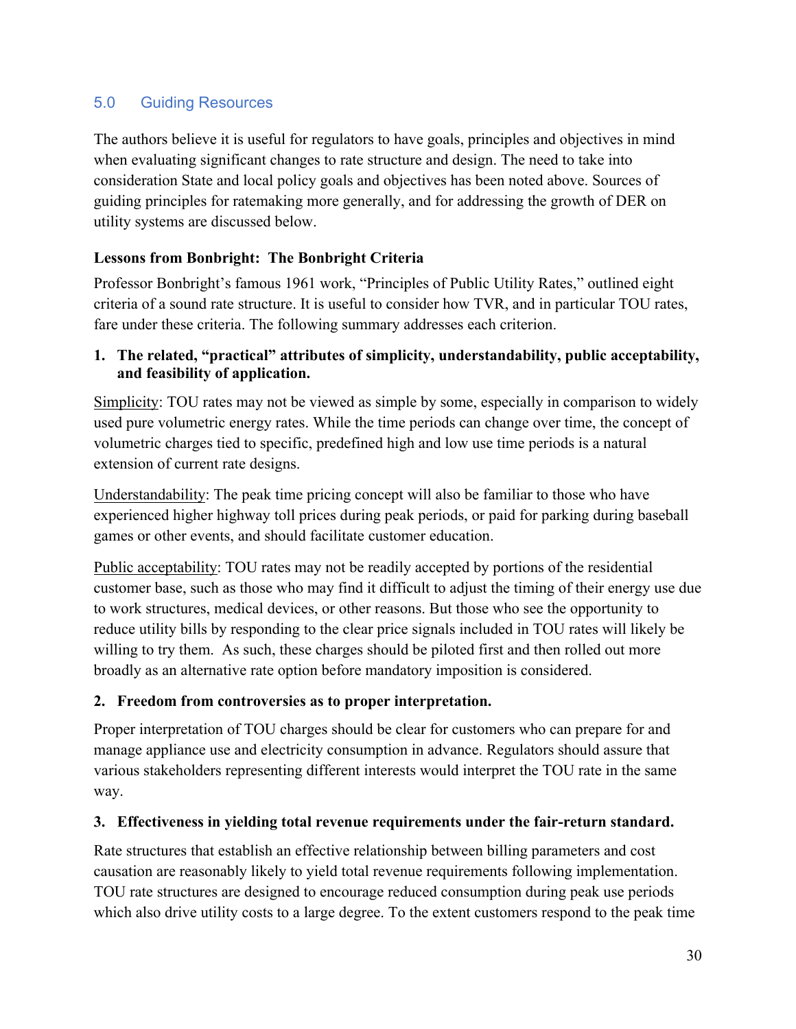## 5.0 Guiding Resources

The authors believe it is useful for regulators to have goals, principles and objectives in mind when evaluating significant changes to rate structure and design. The need to take into consideration State and local policy goals and objectives has been noted above. Sources of guiding principles for ratemaking more generally, and for addressing the growth of DER on utility systems are discussed below.

**Lessons from Bonbright: The Bonbright Criteria**

Professor Bonbright's famous 1961 work, "Principles of Public Utility Rates," outlined eight criteria of a sound rate structure. It is useful to consider how TVR, and in particular TOU rates, fare under these criteria. The following summary addresses each criterion.

1. **The related, "practical" attributes of simplicity, understandability, public acceptability, and feasibility of application.**

<u>Simplicity</u>: TOU rates may not be viewed as simple by some, especially in comparison to widely used pure volumetric energy rates. While the time periods can change over time, the concept of volumetric charges tied to specific, predefined high and low use time periods is a natural extension of current rate designs.

<u>Understandability</u>: The peak time pricing concept will also be familiar to those who have experienced higher highway toll prices during peak periods, or paid for parking during baseball games or other events, and should facilitate customer education.

<u>Public acceptability</u>: TOU rates may not be readily accepted by portions of the residential customer base, such as those who may find it difficult to adjust the timing of their energy use due to work structures, medical devices, or other reasons. But those who see the opportunity to reduce utility bills by responding to the clear price signals included in TOU rates will likely be willing to try them. As such, these charges should be piloted first and then rolled out more broadly as an alternative rate option before mandatory imposition is considered.

2. **Freedom from controversies as to proper interpretation.**

Proper interpretation of TOU charges should be clear for customers who can prepare for and manage appliance use and electricity consumption in advance. Regulators should assure that various stakeholders representing different interests would interpret the TOU rate in the same way.

3. **Effectiveness in yielding total revenue requirements under the fair-return standard.**

Rate structures that establish an effective relationship between billing parameters and cost causation are reasonably likely to yield total revenue requirements following implementation. TOU rate structures are designed to encourage reduced consumption during peak use periods which also drive utility costs to a large degree. To the extent customers respond to the peak time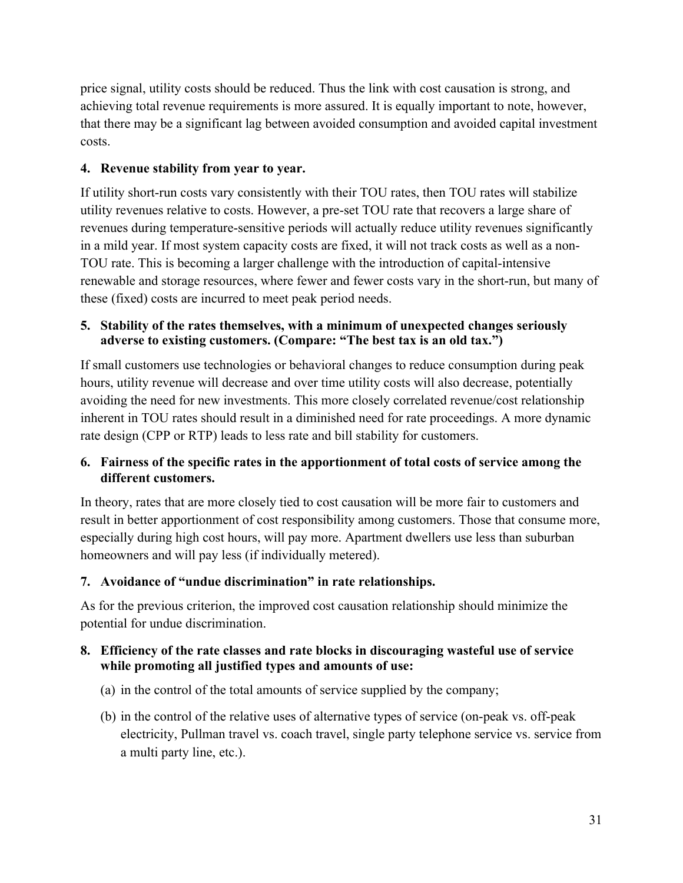price signal, utility costs should be reduced. Thus the link with cost causation is strong, and achieving total revenue requirements is more assured. It is equally important to note, however, that there may be a significant lag between avoided consumption and avoided capital investment costs.

**4. Revenue stability from year to year.**

If utility short-run costs vary consistently with their TOU rates, then TOU rates will stabilize utility revenues relative to costs. However, a pre-set TOU rate that recovers a large share of revenues during temperature-sensitive periods will actually reduce utility revenues significantly in a mild year. If most system capacity costs are fixed, it will not track costs as well as a non-TOU rate. This is becoming a larger challenge with the introduction of capital-intensive renewable and storage resources, where fewer and fewer costs vary in the short-run, but many of these (fixed) costs are incurred to meet peak period needs.

**5. Stability of the rates themselves, with a minimum of unexpected changes seriously adverse to existing customers. (Compare: "The best tax is an old tax.")**

If small customers use technologies or behavioral changes to reduce consumption during peak hours, utility revenue will decrease and over time utility costs will also decrease, potentially avoiding the need for new investments. This more closely correlated revenue/cost relationship inherent in TOU rates should result in a diminished need for rate proceedings. A more dynamic rate design (CPP or RTP) leads to less rate and bill stability for customers.

**6. Fairness of the specific rates in the apportionment of total costs of service among the different customers.**

In theory, rates that are more closely tied to cost causation will be more fair to customers and result in better apportionment of cost responsibility among customers. Those that consume more, especially during high cost hours, will pay more. Apartment dwellers use less than suburban homeowners and will pay less (if individually metered).

**7. Avoidance of "undue discrimination" in rate relationships.**

As for the previous criterion, the improved cost causation relationship should minimize the potential for undue discrimination.

**8. Efficiency of the rate classes and rate blocks in discouraging wasteful use of service while promoting all justified types and amounts of use:**

(a) in the control of the total amounts of service supplied by the company;

(b) in the control of the relative uses of alternative types of service (on-peak vs. off-peak electricity, Pullman travel vs. coach travel, single party telephone service vs. service from a multi party line, etc.).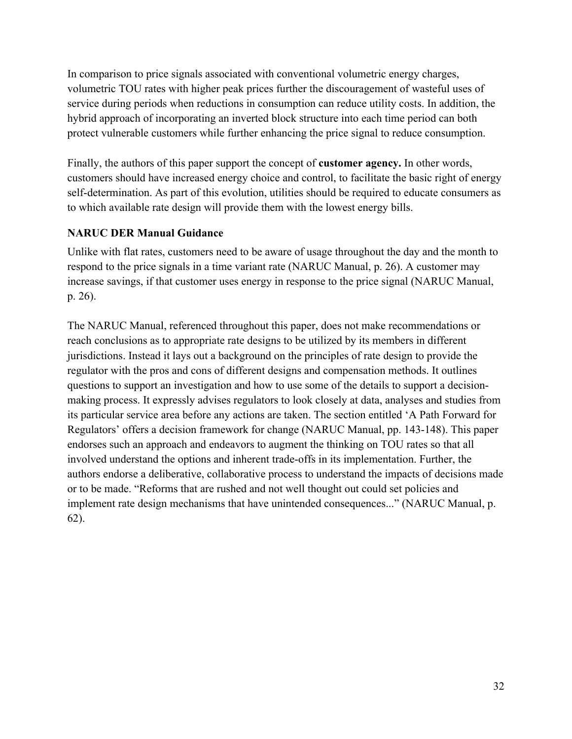In comparison to price signals associated with conventional volumetric energy charges, volumetric TOU rates with higher peak prices further the discouragement of wasteful uses of service during periods when reductions in consumption can reduce utility costs. In addition, the hybrid approach of incorporating an inverted block structure into each time period can both protect vulnerable customers while further enhancing the price signal to reduce consumption.

Finally, the authors of this paper support the concept of **customer agency.** In other words, customers should have increased energy choice and control, to facilitate the basic right of energy self-determination. As part of this evolution, utilities should be required to educate consumers as to which available rate design will provide them with the lowest energy bills.

### NARUC DER Manual Guidance

Unlike with flat rates, customers need to be aware of usage throughout the day and the month to respond to the price signals in a time variant rate (NARUC Manual, p. 26). A customer may increase savings, if that customer uses energy in response to the price signal (NARUC Manual, p. 26).

The NARUC Manual, referenced throughout this paper, does not make recommendations or reach conclusions as to appropriate rate designs to be utilized by its members in different jurisdictions. Instead it lays out a background on the principles of rate design to provide the regulator with the pros and cons of different designs and compensation methods. It outlines questions to support an investigation and how to use some of the details to support a decision-making process. It expressly advises regulators to look closely at data, analyses and studies from its particular service area before any actions are taken. The section entitled 'A Path Forward for Regulators' offers a decision framework for change (NARUC Manual, pp. 143-148). This paper endorses such an approach and endeavors to augment the thinking on TOU rates so that all involved understand the options and inherent trade-offs in its implementation. Further, the authors endorse a deliberative, collaborative process to understand the impacts of decisions made or to be made. "Reforms that are rushed and not well thought out could set policies and implement rate design mechanisms that have unintended consequences..." (NARUC Manual, p. 62).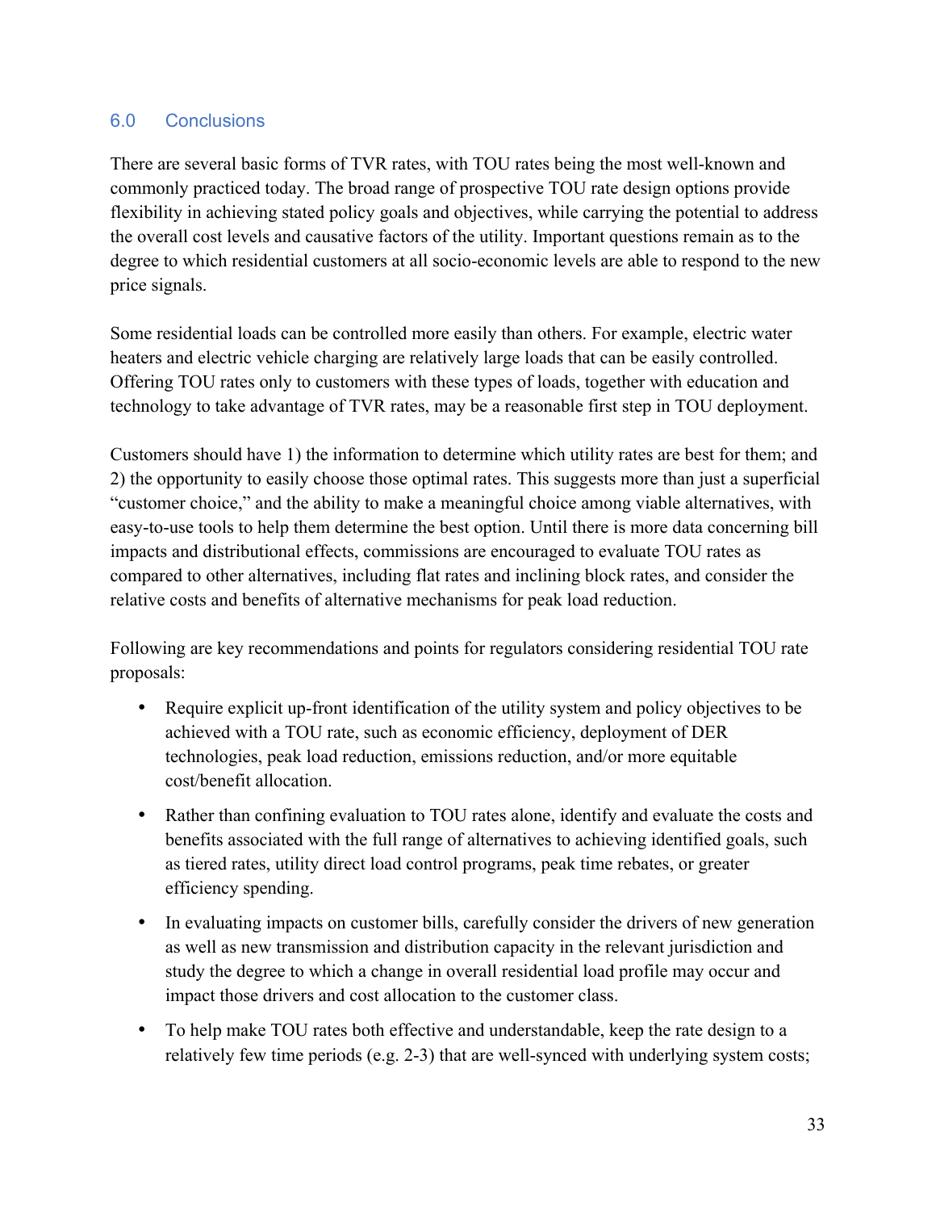## 6.0 Conclusions

There are several basic forms of TVR rates, with TOU rates being the most well-known and commonly practiced today. The broad range of prospective TOU rate design options provide flexibility in achieving stated policy goals and objectives, while carrying the potential to address the overall cost levels and causative factors of the utility. Important questions remain as to the degree to which residential customers at all socio-economic levels are able to respond to the new price signals.

Some residential loads can be controlled more easily than others. For example, electric water heaters and electric vehicle charging are relatively large loads that can be easily controlled. Offering TOU rates only to customers with these types of loads, together with education and technology to take advantage of TVR rates, may be a reasonable first step in TOU deployment.

Customers should have 1) the information to determine which utility rates are best for them; and 2) the opportunity to easily choose those optimal rates. This suggests more than just a superficial "customer choice," and the ability to make a meaningful choice among viable alternatives, with easy-to-use tools to help them determine the best option. Until there is more data concerning bill impacts and distributional effects, commissions are encouraged to evaluate TOU rates as compared to other alternatives, including flat rates and inclining block rates, and consider the relative costs and benefits of alternative mechanisms for peak load reduction.

Following are key recommendations and points for regulators considering residential TOU rate proposals:

- Require explicit up-front identification of the utility system and policy objectives to be achieved with a TOU rate, such as economic efficiency, deployment of DER technologies, peak load reduction, emissions reduction, and/or more equitable cost/benefit allocation.
- Rather than confining evaluation to TOU rates alone, identify and evaluate the costs and benefits associated with the full range of alternatives to achieving identified goals, such as tiered rates, utility direct load control programs, peak time rebates, or greater efficiency spending.
- In evaluating impacts on customer bills, carefully consider the drivers of new generation as well as new transmission and distribution capacity in the relevant jurisdiction and study the degree to which a change in overall residential load profile may occur and impact those drivers and cost allocation to the customer class.
- To help make TOU rates both effective and understandable, keep the rate design to a relatively few time periods (e.g. 2-3) that are well-synced with underlying system costs;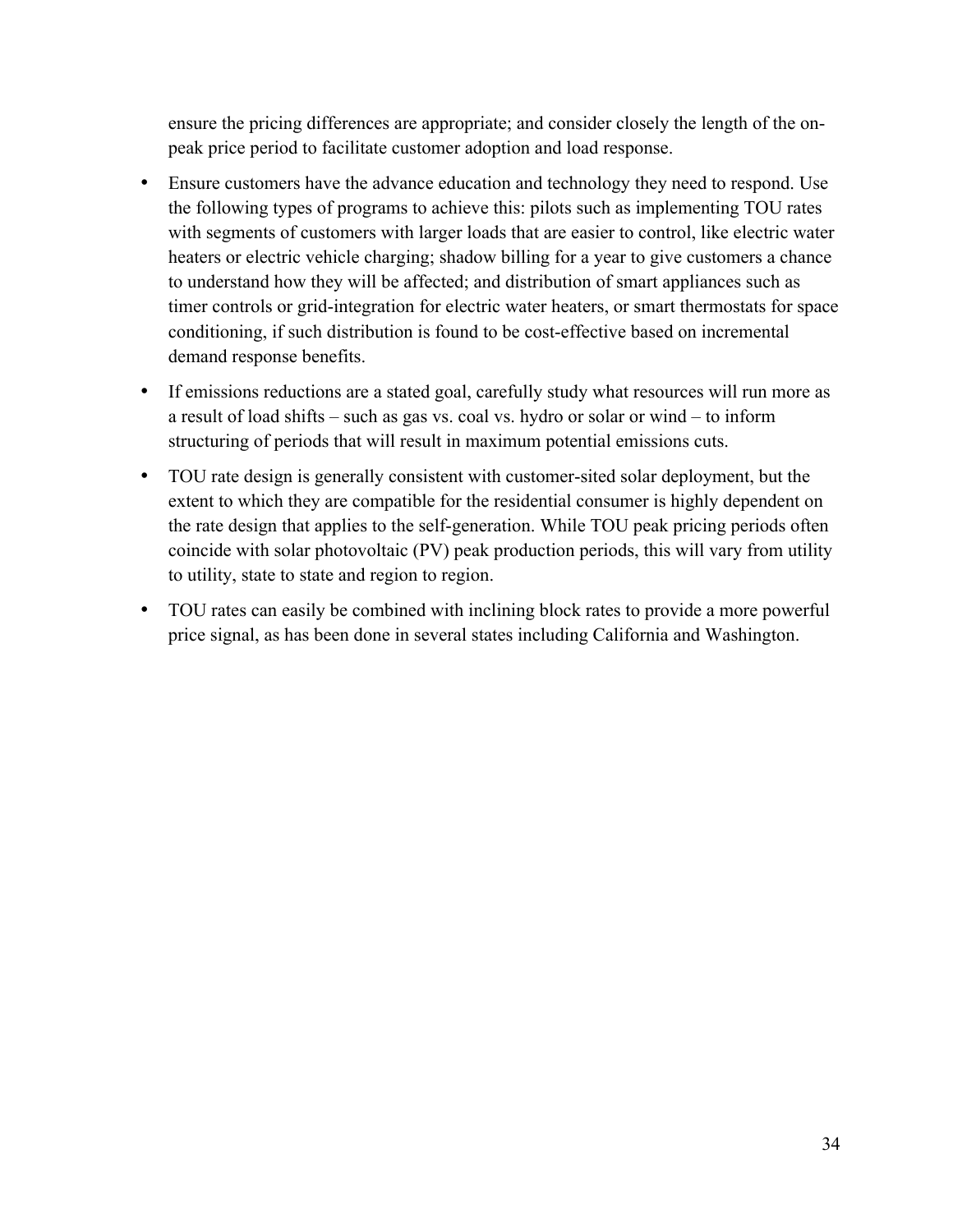ensure the pricing differences are appropriate; and consider closely the length of the on-peak price period to facilitate customer adoption and load response.

- Ensure customers have the advance education and technology they need to respond. Use the following types of programs to achieve this: pilots such as implementing TOU rates with segments of customers with larger loads that are easier to control, like electric water heaters or electric vehicle charging; shadow billing for a year to give customers a chance to understand how they will be affected; and distribution of smart appliances such as timer controls or grid-integration for electric water heaters, or smart thermostats for space conditioning, if such distribution is found to be cost-effective based on incremental demand response benefits.
- If emissions reductions are a stated goal, carefully study what resources will run more as a result of load shifts – such as gas vs. coal vs. hydro or solar or wind – to inform structuring of periods that will result in maximum potential emissions cuts.
- TOU rate design is generally consistent with customer-sited solar deployment, but the extent to which they are compatible for the residential consumer is highly dependent on the rate design that applies to the self-generation. While TOU peak pricing periods often coincide with solar photovoltaic (PV) peak production periods, this will vary from utility to utility, state to state and region to region.
- TOU rates can easily be combined with inclining block rates to provide a more powerful price signal, as has been done in several states including California and Washington.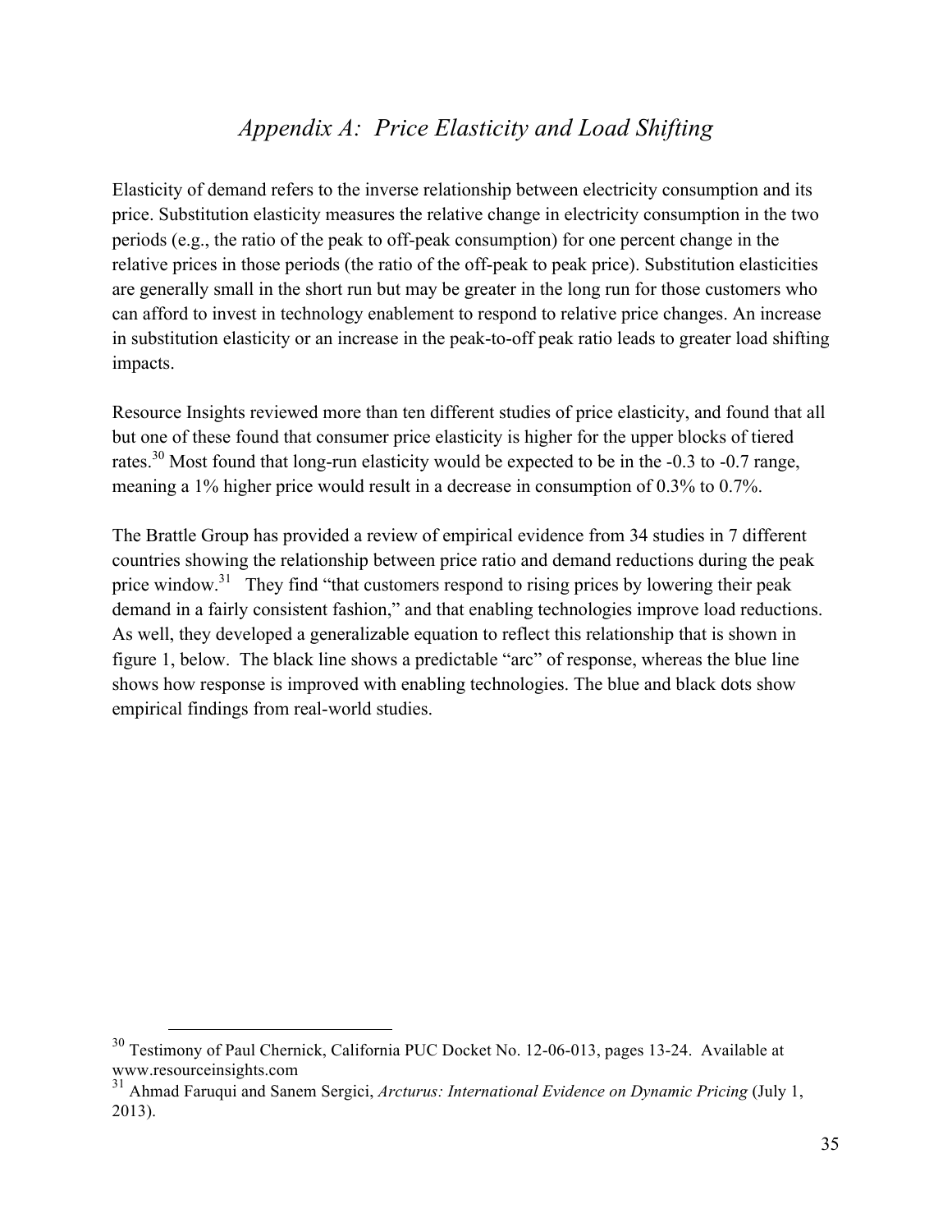# *Appendix A: Price Elasticity and Load Shifting*

Elasticity of demand refers to the inverse relationship between electricity consumption and its price. Substitution elasticity measures the relative change in electricity consumption in the two periods (e.g., the ratio of the peak to off-peak consumption) for one percent change in the relative prices in those periods (the ratio of the off-peak to peak price). Substitution elasticities are generally small in the short run but may be greater in the long run for those customers who can afford to invest in technology enablement to respond to relative price changes. An increase in substitution elasticity or an increase in the peak-to-off peak ratio leads to greater load shifting impacts.

Resource Insights reviewed more than ten different studies of price elasticity, and found that all but one of these found that consumer price elasticity is higher for the upper blocks of tiered rates.[30] Most found that long-run elasticity would be expected to be in the -0.3 to -0.7 range, meaning a 1% higher price would result in a decrease in consumption of 0.3% to 0.7%.

The Brattle Group has provided a review of empirical evidence from 34 studies in 7 different countries showing the relationship between price ratio and demand reductions during the peak price window.[31] They find "that customers respond to rising prices by lowering their peak demand in a fairly consistent fashion," and that enabling technologies improve load reductions. As well, they developed a generalizable equation to reflect this relationship that is shown in figure 1, below. The black line shows a predictable "arc" of response, whereas the blue line shows how response is improved with enabling technologies. The blue and black dots show empirical findings from real-world studies.

---

[30] Testimony of Paul Chernick, California PUC Docket No. 12-06-013, pages 13-24. Available at www.resourceinsights.com

[31] Ahmad Faruqui and Sanem Sergici, *Arcturus: International Evidence on Dynamic Pricing* (July 1, 2013).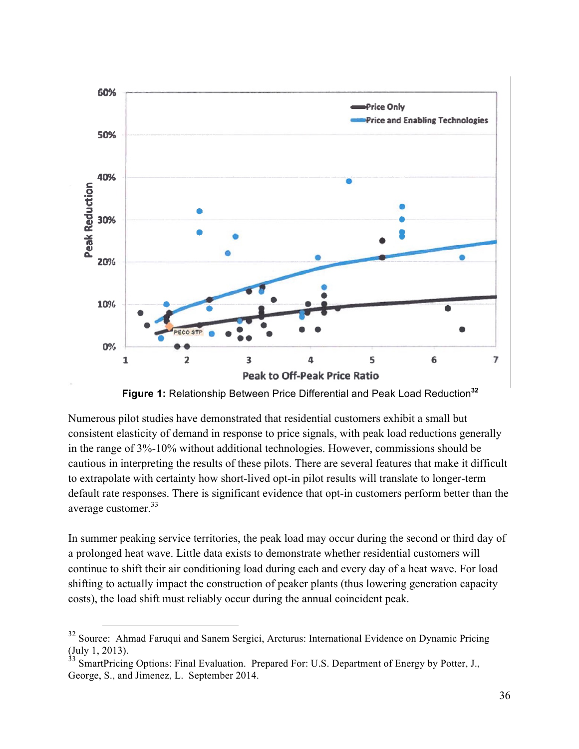60%
50%
40%
30%
20%
10%
0%

Peak Reduction

Price Only
Price and Enabling Technologies

PECO STP

1
2
3
4
5
6
7

Peak to Off-Peak Price Ratio

**Figure 1:** Relationship Between Price Differential and Peak Load Reduction[32]

Numerous pilot studies have demonstrated that residential customers exhibit a small but consistent elasticity of demand in response to price signals, with peak load reductions generally in the range of 3%-10% without additional technologies. However, commissions should be cautious in interpreting the results of these pilots. There are several features that make it difficult to extrapolate with certainty how short-lived opt-in pilot results will translate to longer-term default rate responses. There is significant evidence that opt-in customers perform better than the average customer.[33]

In summer peaking service territories, the peak load may occur during the second or third day of a prolonged heat wave. Little data exists to demonstrate whether residential customers will continue to shift their air conditioning load during each and every day of a heat wave. For load shifting to actually impact the construction of peaker plants (thus lowering generation capacity costs), the load shift must reliably occur during the annual coincident peak.

---

[32] Source: Ahmad Faruqui and Sanem Sergici, Arcturus: International Evidence on Dynamic Pricing (July 1, 2013).

[33] SmartPricing Options: Final Evaluation. Prepared For: U.S. Department of Energy by Potter, J., George, S., and Jimenez, L. September 2014.